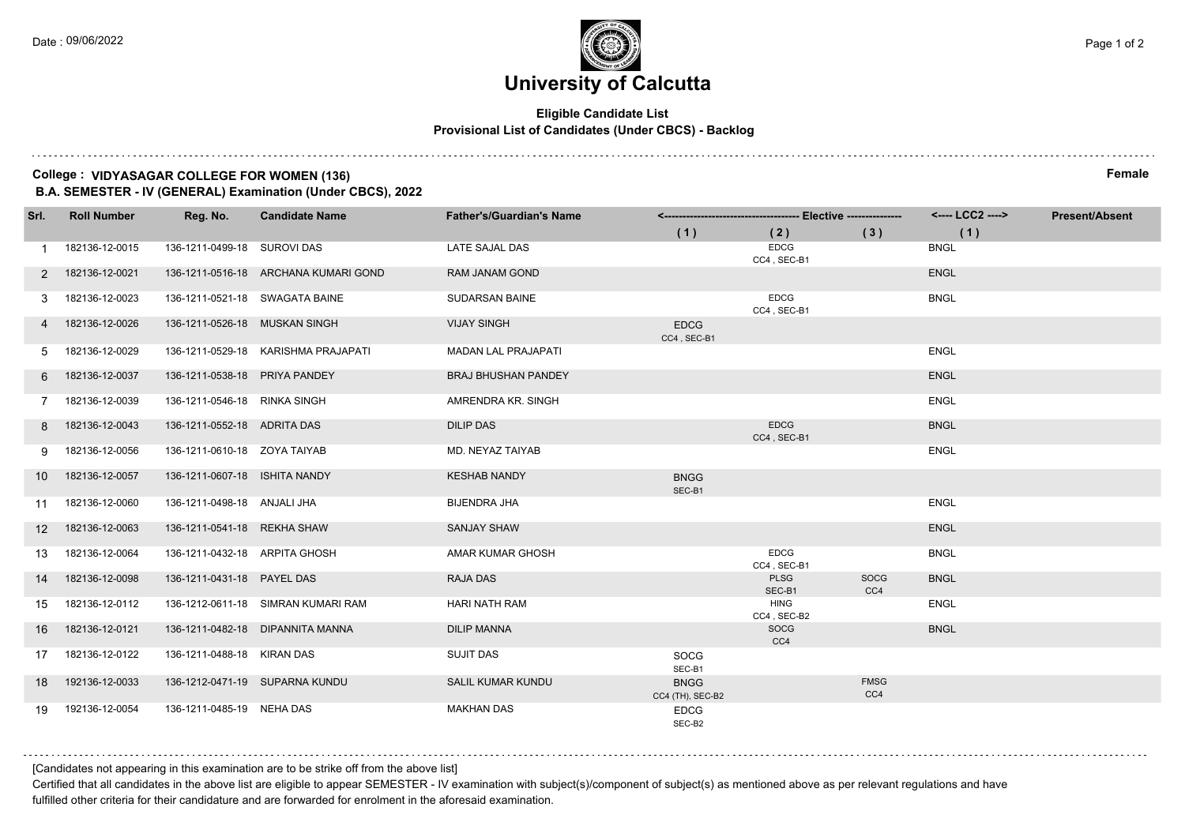# University of Calcutta

**Eligible Candidate List**
**Provisional List of Candidates (Under CBCS) - Backlog**

**College : VIDYASAGAR COLLEGE FOR WOMEN (136)** **Female**
**B.A. SEMESTER - IV (GENERAL) Examination (Under CBCS), 2022**

| Srl. | Roll Number | Reg. No. | Candidate Name | Father's/Guardian's Name | Elective (1) | Elective (2) | Elective (3) | LCC2 (1) | Present/Absent |
|---|---|---|---|---|---|---|---|---|---|
| 1 | 182136-12-0015 | 136-1211-0499-18 | SUROVI DAS | LATE SAJAL DAS | | EDCG CC4 , SEC-B1 | | BNGL | |
| 2 | 182136-12-0021 | 136-1211-0516-18 | ARCHANA KUMARI GOND | RAM JANAM GOND | | | | ENGL | |
| 3 | 182136-12-0023 | 136-1211-0521-18 | SWAGATA BAINE | SUDARSAN BAINE | | EDCG CC4 , SEC-B1 | | BNGL | |
| 4 | 182136-12-0026 | 136-1211-0526-18 | MUSKAN SINGH | VIJAY SINGH | EDCG CC4 , SEC-B1 | | | | |
| 5 | 182136-12-0029 | 136-1211-0529-18 | KARISHMA PRAJAPATI | MADAN LAL PRAJAPATI | | | | ENGL | |
| 6 | 182136-12-0037 | 136-1211-0538-18 | PRIYA PANDEY | BRAJ BHUSHAN PANDEY | | | | ENGL | |
| 7 | 182136-12-0039 | 136-1211-0546-18 | RINKA SINGH | AMRENDRA KR. SINGH | | | | ENGL | |
| 8 | 182136-12-0043 | 136-1211-0552-18 | ADRITA DAS | DILIP DAS | | EDCG CC4 , SEC-B1 | | BNGL | |
| 9 | 182136-12-0056 | 136-1211-0610-18 | ZOYA TAIYAB | MD. NEYAZ TAIYAB | | | | ENGL | |
| 10 | 182136-12-0057 | 136-1211-0607-18 | ISHITA NANDY | KESHAB NANDY | BNGG SEC-B1 | | | | |
| 11 | 182136-12-0060 | 136-1211-0498-18 | ANJALI JHA | BIJENDRA JHA | | | | ENGL | |
| 12 | 182136-12-0063 | 136-1211-0541-18 | REKHA SHAW | SANJAY SHAW | | | | ENGL | |
| 13 | 182136-12-0064 | 136-1211-0432-18 | ARPITA GHOSH | AMAR KUMAR GHOSH | | EDCG CC4 , SEC-B1 | | BNGL | |
| 14 | 182136-12-0098 | 136-1211-0431-18 | PAYEL DAS | RAJA DAS | | PLSG SEC-B1 | SOCG CC4 | BNGL | |
| 15 | 182136-12-0112 | 136-1212-0611-18 | SIMRAN KUMARI RAM | HARI NATH RAM | | HING CC4 , SEC-B2 | | ENGL | |
| 16 | 182136-12-0121 | 136-1211-0482-18 | DIPANNITA MANNA | DILIP MANNA | | SOCG CC4 | | BNGL | |
| 17 | 182136-12-0122 | 136-1211-0488-18 | KIRAN DAS | SUJIT DAS | SOCG SEC-B1 | | | | |
| 18 | 192136-12-0033 | 136-1212-0471-19 | SUPARNA KUNDU | SALIL KUMAR KUNDU | BNGG CC4 (TH), SEC-B2 | | FMSG CC4 | | |
| 19 | 192136-12-0054 | 136-1211-0485-19 | NEHA DAS | MAKHAN DAS | EDCG SEC-B2 | | | | |

[Candidates not appearing in this examination are to be strike off from the above list]

Certified that all candidates in the above list are eligible to appear SEMESTER - IV examination with subject(s)/component of subject(s) as mentioned above as per relevant regulations and have fulfilled other criteria for their candidature and are forwarded for enrolment in the aforesaid examination.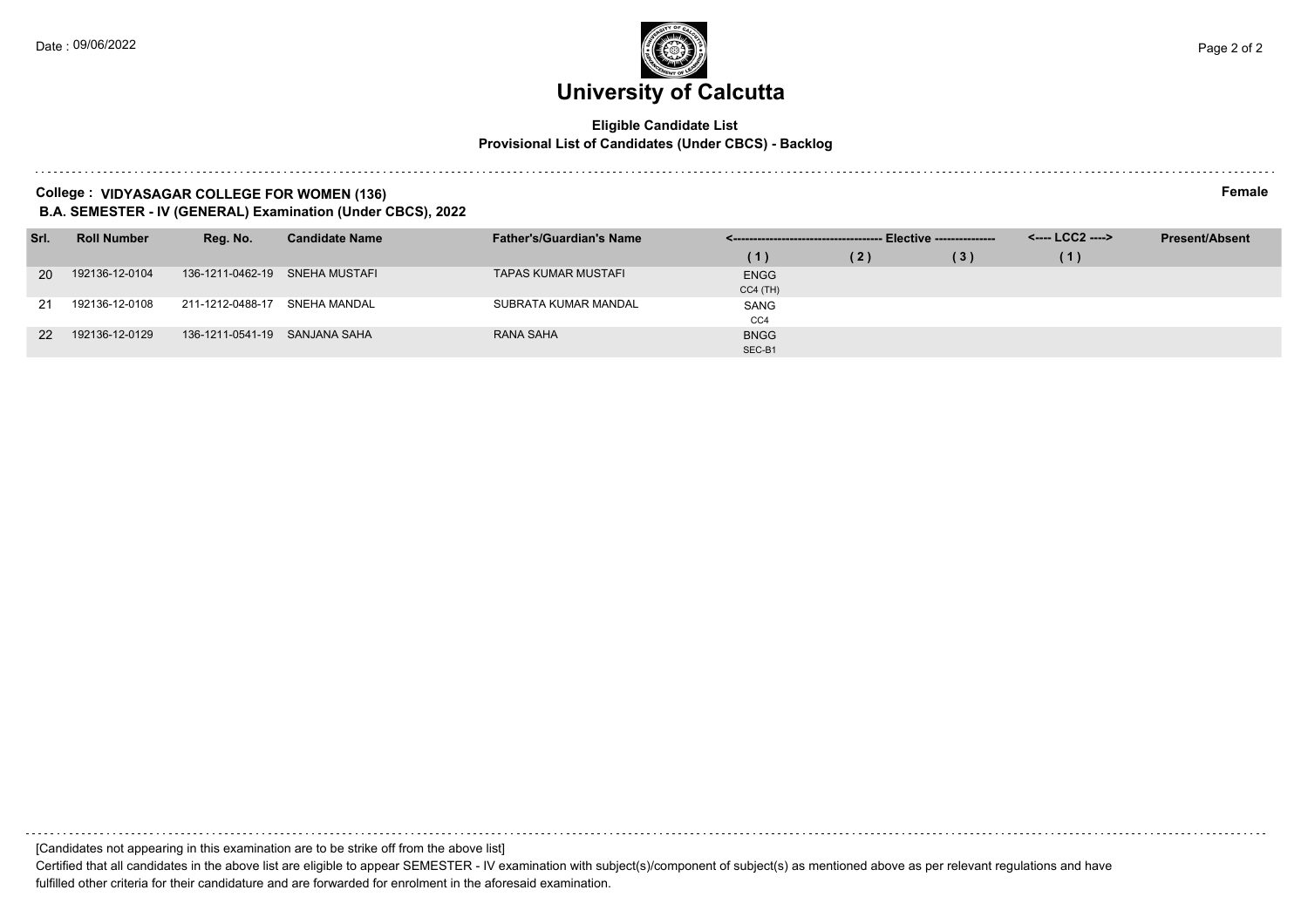# University of Calcutta

**Eligible Candidate List**
**Provisional List of Candidates (Under CBCS) - Backlog**

**College : VIDYASAGAR COLLEGE FOR WOMEN (136)** **Female**
**B.A. SEMESTER - IV (GENERAL) Examination (Under CBCS), 2022**

| Srl. | Roll Number | Reg. No. | Candidate Name | Father's/Guardian's Name | <---------- Elective ----------> | | | <---- LCC2 ----> | Present/Absent |
|---|---|---|---|---|---|---|---|---|---|
| | | | | | (1) | (2) | (3) | (1) | |
| 20 | 192136-12-0104 | 136-1211-0462-19 | SNEHA MUSTAFI | TAPAS KUMAR MUSTAFI | ENGG CC4 (TH) | | | | |
| 21 | 192136-12-0108 | 211-1212-0488-17 | SNEHA MANDAL | SUBRATA KUMAR MANDAL | SANG CC4 | | | | |
| 22 | 192136-12-0129 | 136-1211-0541-19 | SANJANA SAHA | RANA SAHA | BNGG SEC-B1 | | | | |

[Candidates not appearing in this examination are to be strike off from the above list]

Certified that all candidates in the above list are eligible to appear SEMESTER - IV examination with subject(s)/component of subject(s) as mentioned above as per relevant regulations and have fulfilled other criteria for their candidature and are forwarded for enrolment in the aforesaid examination.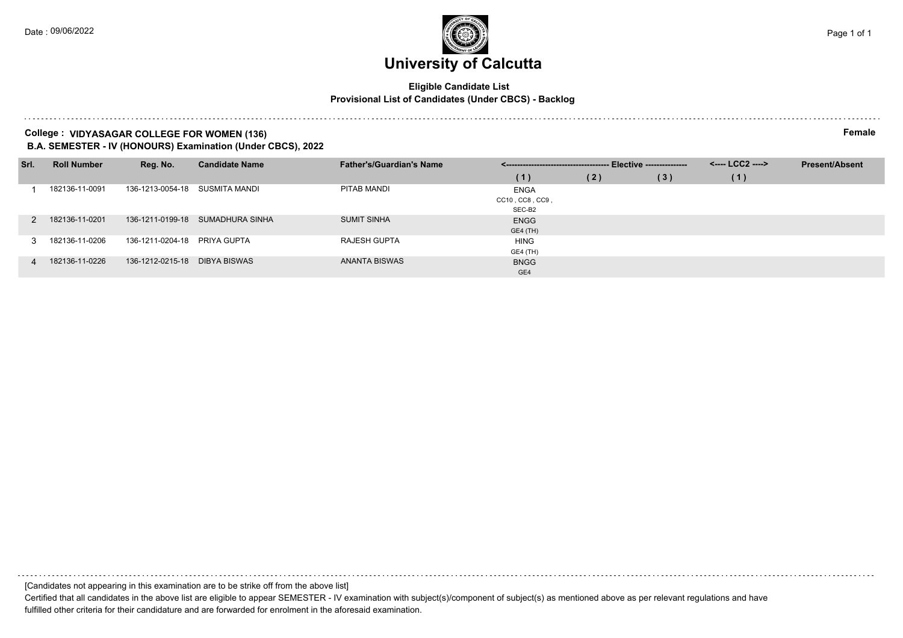# University of Calcutta

**Eligible Candidate List**
**Provisional List of Candidates (Under CBCS) - Backlog**

**College : VIDYASAGAR COLLEGE FOR WOMEN (136)** **Female**
**B.A. SEMESTER - IV (HONOURS) Examination (Under CBCS), 2022**

| Srl. | Roll Number | Reg. No. | Candidate Name | Father's/Guardian's Name | Elective (1) | Elective (2) | Elective (3) | LCC2 (1) | Present/Absent |
|---|---|---|---|---|---|---|---|---|---|
| 1 | 182136-11-0091 | 136-1213-0054-18 | SUSMITA MANDI | PITAB MANDI | ENGA CC10 , CC8 , CC9 , SEC-B2 | | | | |
| 2 | 182136-11-0201 | 136-1211-0199-18 | SUMADHURA SINHA | SUMIT SINHA | ENGG GE4 (TH) | | | | |
| 3 | 182136-11-0206 | 136-1211-0204-18 | PRIYA GUPTA | RAJESH GUPTA | HING GE4 (TH) | | | | |
| 4 | 182136-11-0226 | 136-1212-0215-18 | DIBYA BISWAS | ANANTA BISWAS | BNGG GE4 | | | | |

[Candidates not appearing in this examination are to be strike off from the above list]

Certified that all candidates in the above list are eligible to appear SEMESTER - IV examination with subject(s)/component of subject(s) as mentioned above as per relevant regulations and have fulfilled other criteria for their candidature and are forwarded for enrolment in the aforesaid examination.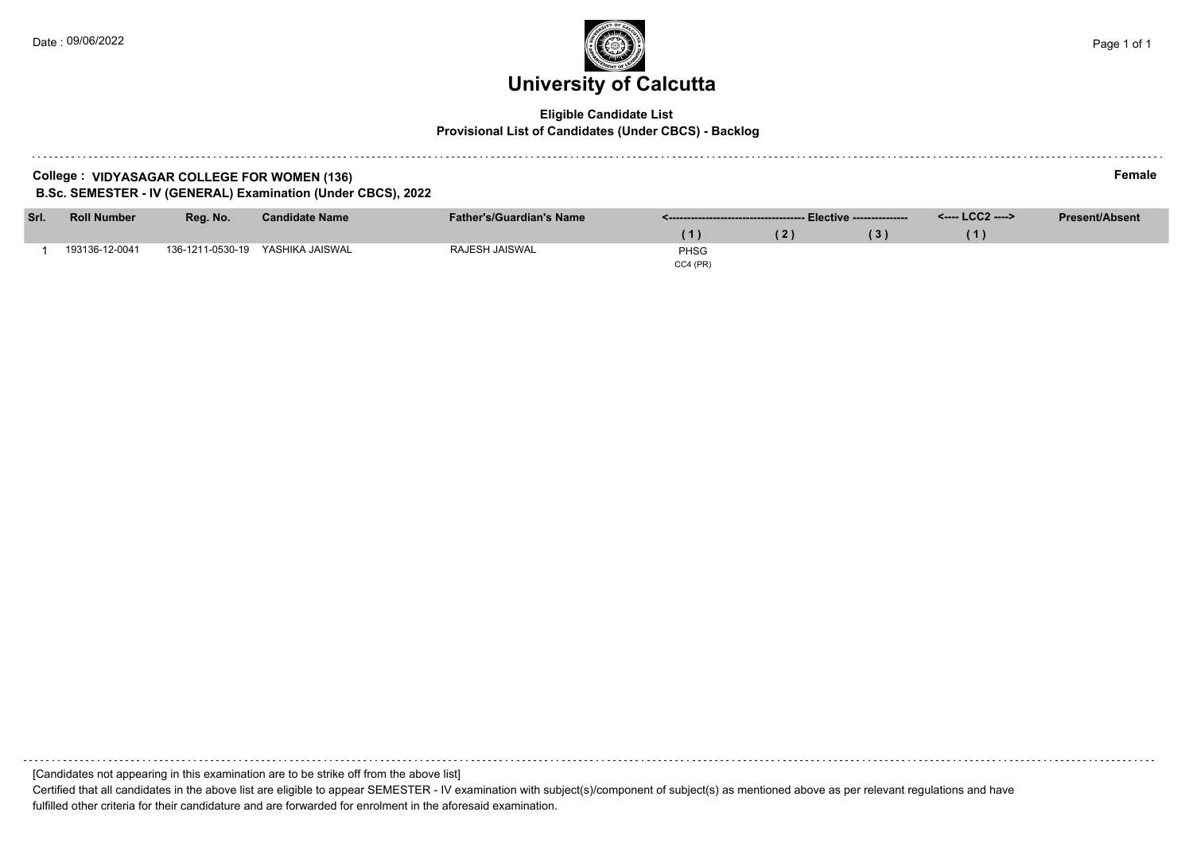Date : 09/06/2022

# University of Calcutta

**Eligible Candidate List**
**Provisional List of Candidates (Under CBCS) - Backlog**

**College : VIDYASAGAR COLLEGE FOR WOMEN (136)** **Female**
**B.Sc. SEMESTER - IV (GENERAL) Examination (Under CBCS), 2022**

| Srl. | Roll Number | Reg. No. | Candidate Name | Father's/Guardian's Name | <---------- Elective ---------- | | | <---- LCC2 ----> | Present/Absent |
|---|---|---|---|---|---|---|---|---|---|
| | | | | | ( 1 ) | ( 2 ) | ( 3 ) | ( 1 ) | |
| 1 | 193136-12-0041 | 136-1211-0530-19 | YASHIKA JAISWAL | RAJESH JAISWAL | PHSG CC4 (PR) | | | | |

[Candidates not appearing in this examination are to be strike off from the above list]

Certified that all candidates in the above list are eligible to appear SEMESTER - IV examination with subject(s)/component of subject(s) as mentioned above as per relevant regulations and have fulfilled other criteria for their candidature and are forwarded for enrolment in the aforesaid examination.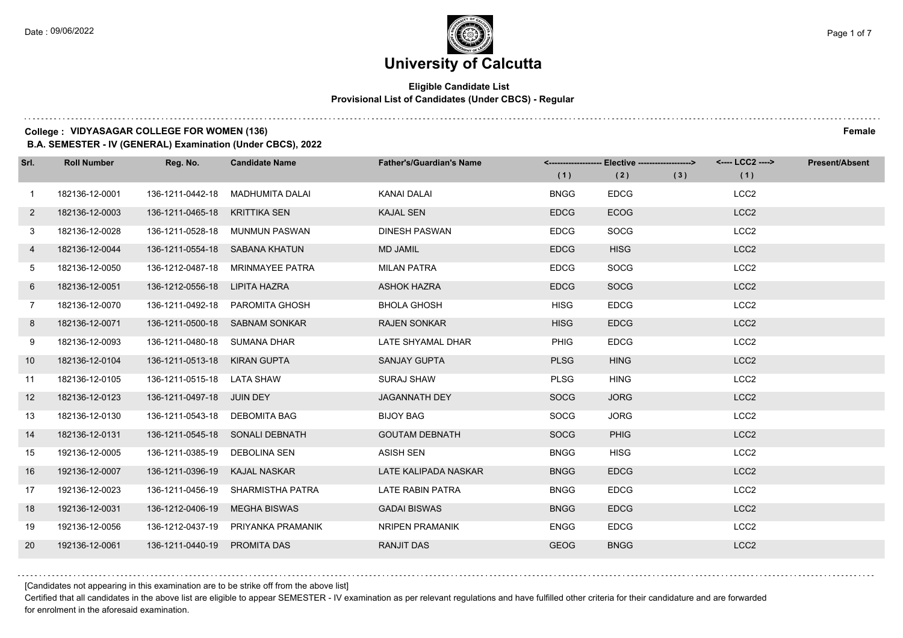# University of Calcutta

**Eligible Candidate List**
**Provisional List of Candidates (Under CBCS) - Regular**

**College : VIDYASAGAR COLLEGE FOR WOMEN (136)** **Female**
**B.A. SEMESTER - IV (GENERAL) Examination (Under CBCS), 2022**

| Srl. | Roll Number | Reg. No. | Candidate Name | Father's/Guardian's Name | Elective (1) | Elective (2) | Elective (3) | LCC2 (1) | Present/Absent |
|---|---|---|---|---|---|---|---|---|---|
| 1 | 182136-12-0001 | 136-1211-0442-18 | MADHUMITA DALAI | KANAI DALAI | BNGG | EDCG | | LCC2 | |
| 2 | 182136-12-0003 | 136-1211-0465-18 | KRITTIKA SEN | KAJAL SEN | EDCG | ECOG | | LCC2 | |
| 3 | 182136-12-0028 | 136-1211-0528-18 | MUNMUN PASWAN | DINESH PASWAN | EDCG | SOCG | | LCC2 | |
| 4 | 182136-12-0044 | 136-1211-0554-18 | SABANA KHATUN | MD JAMIL | EDCG | HISG | | LCC2 | |
| 5 | 182136-12-0050 | 136-1212-0487-18 | MRINMAYEE PATRA | MILAN PATRA | EDCG | SOCG | | LCC2 | |
| 6 | 182136-12-0051 | 136-1212-0556-18 | LIPITA HAZRA | ASHOK HAZRA | EDCG | SOCG | | LCC2 | |
| 7 | 182136-12-0070 | 136-1211-0492-18 | PAROMITA GHOSH | BHOLA GHOSH | HISG | EDCG | | LCC2 | |
| 8 | 182136-12-0071 | 136-1211-0500-18 | SABNAM SONKAR | RAJEN SONKAR | HISG | EDCG | | LCC2 | |
| 9 | 182136-12-0093 | 136-1211-0480-18 | SUMANA DHAR | LATE SHYAMAL DHAR | PHIG | EDCG | | LCC2 | |
| 10 | 182136-12-0104 | 136-1211-0513-18 | KIRAN GUPTA | SANJAY GUPTA | PLSG | HING | | LCC2 | |
| 11 | 182136-12-0105 | 136-1211-0515-18 | LATA SHAW | SURAJ SHAW | PLSG | HING | | LCC2 | |
| 12 | 182136-12-0123 | 136-1211-0497-18 | JUIN DEY | JAGANNATH DEY | SOCG | JORG | | LCC2 | |
| 13 | 182136-12-0130 | 136-1211-0543-18 | DEBOMITA BAG | BIJOY BAG | SOCG | JORG | | LCC2 | |
| 14 | 182136-12-0131 | 136-1211-0545-18 | SONALI DEBNATH | GOUTAM DEBNATH | SOCG | PHIG | | LCC2 | |
| 15 | 192136-12-0005 | 136-1211-0385-19 | DEBOLINA SEN | ASISH SEN | BNGG | HISG | | LCC2 | |
| 16 | 192136-12-0007 | 136-1211-0396-19 | KAJAL NASKAR | LATE KALIPADA NASKAR | BNGG | EDCG | | LCC2 | |
| 17 | 192136-12-0023 | 136-1211-0456-19 | SHARMISTHA PATRA | LATE RABIN PATRA | BNGG | EDCG | | LCC2 | |
| 18 | 192136-12-0031 | 136-1212-0406-19 | MEGHA BISWAS | GADAI BISWAS | BNGG | EDCG | | LCC2 | |
| 19 | 192136-12-0056 | 136-1212-0437-19 | PRIYANKA PRAMANIK | NRIPEN PRAMANIK | ENGG | EDCG | | LCC2 | |
| 20 | 192136-12-0061 | 136-1211-0440-19 | PROMITA DAS | RANJIT DAS | GEOG | BNGG | | LCC2 | |

[Candidates not appearing in this examination are to be strike off from the above list]

Certified that all candidates in the above list are eligible to appear SEMESTER - IV examination as per relevant regulations and have fulfilled other criteria for their candidature and are forwarded for enrolment in the aforesaid examination.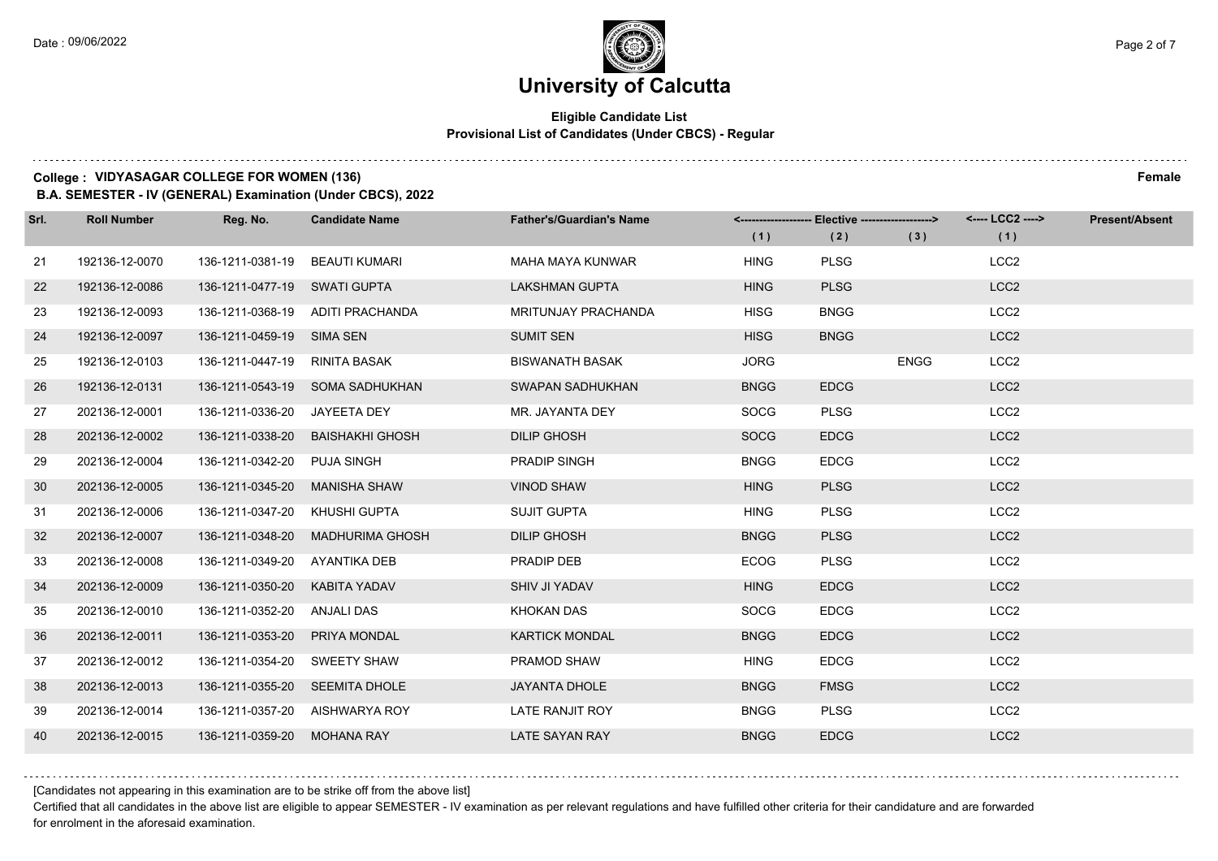# University of Calcutta

**Eligible Candidate List**
**Provisional List of Candidates (Under CBCS) - Regular**

**College : VIDYASAGAR COLLEGE FOR WOMEN (136)** **Female**

**B.A. SEMESTER - IV (GENERAL) Examination (Under CBCS), 2022**

| Srl. | Roll Number | Reg. No. | Candidate Name | Father's/Guardian's Name | Elective (1) | Elective (2) | Elective (3) | LCC2 (1) | Present/Absent |
|---|---|---|---|---|---|---|---|---|---|
| 21 | 192136-12-0070 | 136-1211-0381-19 | BEAUTI KUMARI | MAHA MAYA KUNWAR | HING | PLSG | | LCC2 | |
| 22 | 192136-12-0086 | 136-1211-0477-19 | SWATI GUPTA | LAKSHMAN GUPTA | HING | PLSG | | LCC2 | |
| 23 | 192136-12-0093 | 136-1211-0368-19 | ADITI PRACHANDA | MRITUNJAY PRACHANDA | HISG | BNGG | | LCC2 | |
| 24 | 192136-12-0097 | 136-1211-0459-19 | SIMA SEN | SUMIT SEN | HISG | BNGG | | LCC2 | |
| 25 | 192136-12-0103 | 136-1211-0447-19 | RINITA BASAK | BISWANATH BASAK | JORG | | ENGG | LCC2 | |
| 26 | 192136-12-0131 | 136-1211-0543-19 | SOMA SADHUKHAN | SWAPAN SADHUKHAN | BNGG | EDCG | | LCC2 | |
| 27 | 202136-12-0001 | 136-1211-0336-20 | JAYEETA DEY | MR. JAYANTA DEY | SOCG | PLSG | | LCC2 | |
| 28 | 202136-12-0002 | 136-1211-0338-20 | BAISHAKHI GHOSH | DILIP GHOSH | SOCG | EDCG | | LCC2 | |
| 29 | 202136-12-0004 | 136-1211-0342-20 | PUJA SINGH | PRADIP SINGH | BNGG | EDCG | | LCC2 | |
| 30 | 202136-12-0005 | 136-1211-0345-20 | MANISHA SHAW | VINOD SHAW | HING | PLSG | | LCC2 | |
| 31 | 202136-12-0006 | 136-1211-0347-20 | KHUSHI GUPTA | SUJIT GUPTA | HING | PLSG | | LCC2 | |
| 32 | 202136-12-0007 | 136-1211-0348-20 | MADHURIMA GHOSH | DILIP GHOSH | BNGG | PLSG | | LCC2 | |
| 33 | 202136-12-0008 | 136-1211-0349-20 | AYANTIKA DEB | PRADIP DEB | ECOG | PLSG | | LCC2 | |
| 34 | 202136-12-0009 | 136-1211-0350-20 | KABITA YADAV | SHIV JI YADAV | HING | EDCG | | LCC2 | |
| 35 | 202136-12-0010 | 136-1211-0352-20 | ANJALI DAS | KHOKAN DAS | SOCG | EDCG | | LCC2 | |
| 36 | 202136-12-0011 | 136-1211-0353-20 | PRIYA MONDAL | KARTICK MONDAL | BNGG | EDCG | | LCC2 | |
| 37 | 202136-12-0012 | 136-1211-0354-20 | SWEETY SHAW | PRAMOD SHAW | HING | EDCG | | LCC2 | |
| 38 | 202136-12-0013 | 136-1211-0355-20 | SEEMITA DHOLE | JAYANTA DHOLE | BNGG | FMSG | | LCC2 | |
| 39 | 202136-12-0014 | 136-1211-0357-20 | AISHWARYA ROY | LATE RANJIT ROY | BNGG | PLSG | | LCC2 | |
| 40 | 202136-12-0015 | 136-1211-0359-20 | MOHANA RAY | LATE SAYAN RAY | BNGG | EDCG | | LCC2 | |

[Candidates not appearing in this examination are to be strike off from the above list]

Certified that all candidates in the above list are eligible to appear SEMESTER - IV examination as per relevant regulations and have fulfilled other criteria for their candidature and are forwarded for enrolment in the aforesaid examination.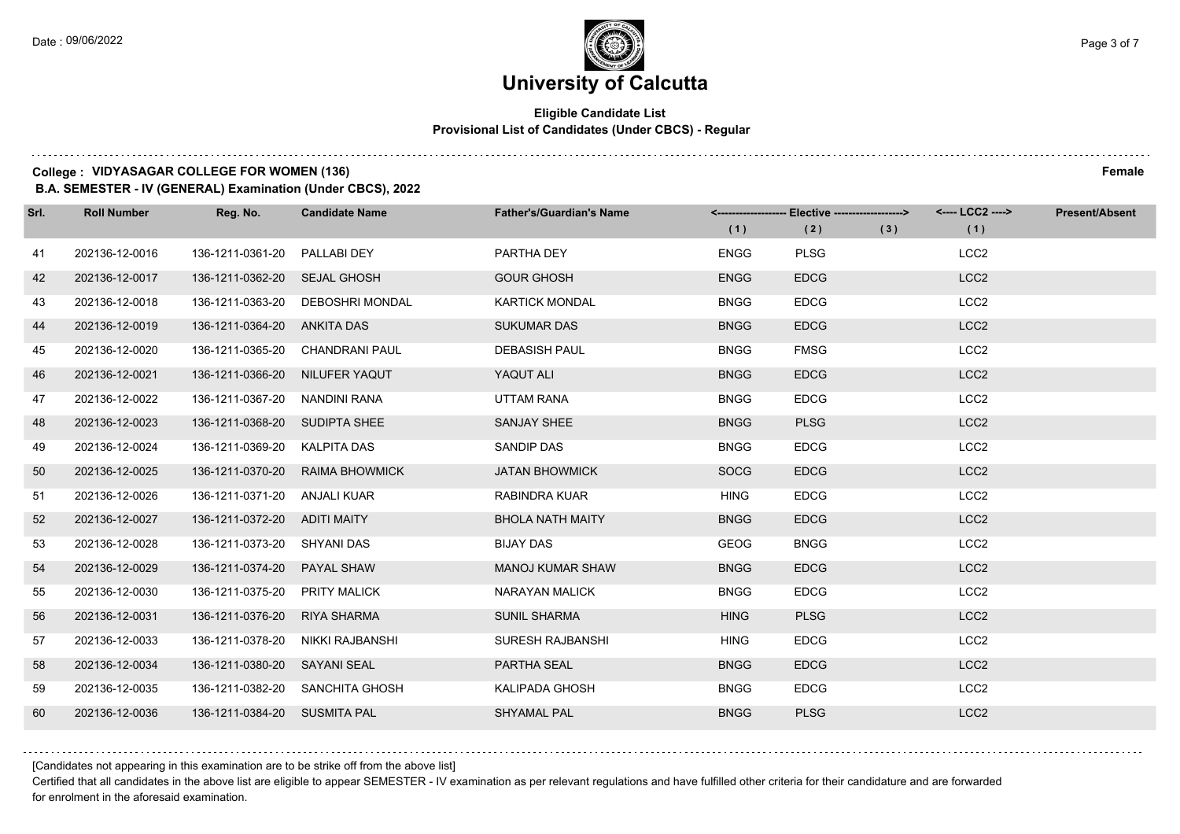# University of Calcutta

**Eligible Candidate List**
**Provisional List of Candidates (Under CBCS) - Regular**

**College : VIDYASAGAR COLLEGE FOR WOMEN (136)** **Female**

**B.A. SEMESTER - IV (GENERAL) Examination (Under CBCS), 2022**

| Srl. | Roll Number | Reg. No. | Candidate Name | Father's/Guardian's Name | Elective (1) | Elective (2) | Elective (3) | LCC2 (1) | Present/Absent |
|---|---|---|---|---|---|---|---|---|---|
| 41 | 202136-12-0016 | 136-1211-0361-20 | PALLABI DEY | PARTHA DEY | ENGG | PLSG | | LCC2 | |
| 42 | 202136-12-0017 | 136-1211-0362-20 | SEJAL GHOSH | GOUR GHOSH | ENGG | EDCG | | LCC2 | |
| 43 | 202136-12-0018 | 136-1211-0363-20 | DEBOSHRI MONDAL | KARTICK MONDAL | BNGG | EDCG | | LCC2 | |
| 44 | 202136-12-0019 | 136-1211-0364-20 | ANKITA DAS | SUKUMAR DAS | BNGG | EDCG | | LCC2 | |
| 45 | 202136-12-0020 | 136-1211-0365-20 | CHANDRANI PAUL | DEBASISH PAUL | BNGG | FMSG | | LCC2 | |
| 46 | 202136-12-0021 | 136-1211-0366-20 | NILUFER YAQUT | YAQUT ALI | BNGG | EDCG | | LCC2 | |
| 47 | 202136-12-0022 | 136-1211-0367-20 | NANDINI RANA | UTTAM RANA | BNGG | EDCG | | LCC2 | |
| 48 | 202136-12-0023 | 136-1211-0368-20 | SUDIPTA SHEE | SANJAY SHEE | BNGG | PLSG | | LCC2 | |
| 49 | 202136-12-0024 | 136-1211-0369-20 | KALPITA DAS | SANDIP DAS | BNGG | EDCG | | LCC2 | |
| 50 | 202136-12-0025 | 136-1211-0370-20 | RAIMA BHOWMICK | JATAN BHOWMICK | SOCG | EDCG | | LCC2 | |
| 51 | 202136-12-0026 | 136-1211-0371-20 | ANJALI KUAR | RABINDRA KUAR | HING | EDCG | | LCC2 | |
| 52 | 202136-12-0027 | 136-1211-0372-20 | ADITI MAITY | BHOLA NATH MAITY | BNGG | EDCG | | LCC2 | |
| 53 | 202136-12-0028 | 136-1211-0373-20 | SHYANI DAS | BIJAY DAS | GEOG | BNGG | | LCC2 | |
| 54 | 202136-12-0029 | 136-1211-0374-20 | PAYAL SHAW | MANOJ KUMAR SHAW | BNGG | EDCG | | LCC2 | |
| 55 | 202136-12-0030 | 136-1211-0375-20 | PRITY MALICK | NARAYAN MALICK | BNGG | EDCG | | LCC2 | |
| 56 | 202136-12-0031 | 136-1211-0376-20 | RIYA SHARMA | SUNIL SHARMA | HING | PLSG | | LCC2 | |
| 57 | 202136-12-0033 | 136-1211-0378-20 | NIKKI RAJBANSHI | SURESH RAJBANSHI | HING | EDCG | | LCC2 | |
| 58 | 202136-12-0034 | 136-1211-0380-20 | SAYANI SEAL | PARTHA SEAL | BNGG | EDCG | | LCC2 | |
| 59 | 202136-12-0035 | 136-1211-0382-20 | SANCHITA GHOSH | KALIPADA GHOSH | BNGG | EDCG | | LCC2 | |
| 60 | 202136-12-0036 | 136-1211-0384-20 | SUSMITA PAL | SHYAMAL PAL | BNGG | PLSG | | LCC2 | |

[Candidates not appearing in this examination are to be strike off from the above list]

Certified that all candidates in the above list are eligible to appear SEMESTER - IV examination as per relevant regulations and have fulfilled other criteria for their candidature and are forwarded for enrolment in the aforesaid examination.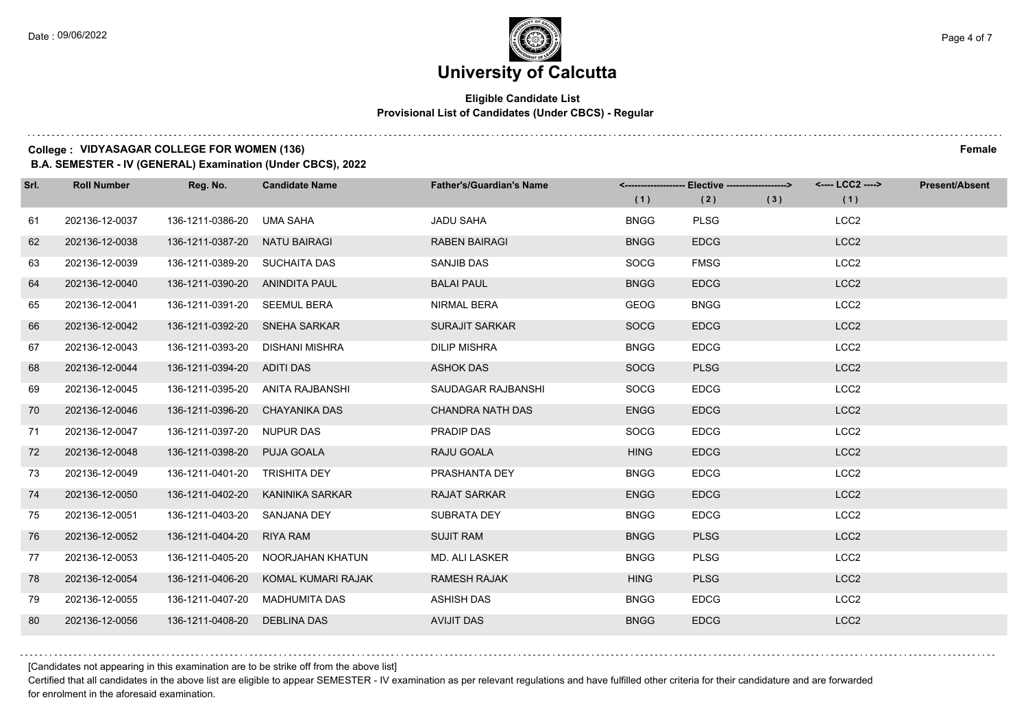# University of Calcutta

**Eligible Candidate List**
**Provisional List of Candidates (Under CBCS) - Regular**

**College : VIDYASAGAR COLLEGE FOR WOMEN (136)** **Female**
**B.A. SEMESTER - IV (GENERAL) Examination (Under CBCS), 2022**

| Srl. | Roll Number | Reg. No. | Candidate Name | Father's/Guardian's Name | Elective (1) | Elective (2) | Elective (3) | LCC2 (1) | Present/Absent |
|---|---|---|---|---|---|---|---|---|---|
| 61 | 202136-12-0037 | 136-1211-0386-20 | UMA SAHA | JADU SAHA | BNGG | PLSG | | LCC2 | |
| 62 | 202136-12-0038 | 136-1211-0387-20 | NATU BAIRAGI | RABEN BAIRAGI | BNGG | EDCG | | LCC2 | |
| 63 | 202136-12-0039 | 136-1211-0389-20 | SUCHAITA DAS | SANJIB DAS | SOCG | FMSG | | LCC2 | |
| 64 | 202136-12-0040 | 136-1211-0390-20 | ANINDITA PAUL | BALAI PAUL | BNGG | EDCG | | LCC2 | |
| 65 | 202136-12-0041 | 136-1211-0391-20 | SEEMUL BERA | NIRMAL BERA | GEOG | BNGG | | LCC2 | |
| 66 | 202136-12-0042 | 136-1211-0392-20 | SNEHA SARKAR | SURAJIT SARKAR | SOCG | EDCG | | LCC2 | |
| 67 | 202136-12-0043 | 136-1211-0393-20 | DISHANI MISHRA | DILIP MISHRA | BNGG | EDCG | | LCC2 | |
| 68 | 202136-12-0044 | 136-1211-0394-20 | ADITI DAS | ASHOK DAS | SOCG | PLSG | | LCC2 | |
| 69 | 202136-12-0045 | 136-1211-0395-20 | ANITA RAJBANSHI | SAUDAGAR RAJBANSHI | SOCG | EDCG | | LCC2 | |
| 70 | 202136-12-0046 | 136-1211-0396-20 | CHAYANIKA DAS | CHANDRA NATH DAS | ENGG | EDCG | | LCC2 | |
| 71 | 202136-12-0047 | 136-1211-0397-20 | NUPUR DAS | PRADIP DAS | SOCG | EDCG | | LCC2 | |
| 72 | 202136-12-0048 | 136-1211-0398-20 | PUJA GOALA | RAJU GOALA | HING | EDCG | | LCC2 | |
| 73 | 202136-12-0049 | 136-1211-0401-20 | TRISHITA DEY | PRASHANTA DEY | BNGG | EDCG | | LCC2 | |
| 74 | 202136-12-0050 | 136-1211-0402-20 | KANINIKA SARKAR | RAJAT SARKAR | ENGG | EDCG | | LCC2 | |
| 75 | 202136-12-0051 | 136-1211-0403-20 | SANJANA DEY | SUBRATA DEY | BNGG | EDCG | | LCC2 | |
| 76 | 202136-12-0052 | 136-1211-0404-20 | RIYA RAM | SUJIT RAM | BNGG | PLSG | | LCC2 | |
| 77 | 202136-12-0053 | 136-1211-0405-20 | NOORJAHAN KHATUN | MD. ALI LASKER | BNGG | PLSG | | LCC2 | |
| 78 | 202136-12-0054 | 136-1211-0406-20 | KOMAL KUMARI RAJAK | RAMESH RAJAK | HING | PLSG | | LCC2 | |
| 79 | 202136-12-0055 | 136-1211-0407-20 | MADHUMITA DAS | ASHISH DAS | BNGG | EDCG | | LCC2 | |
| 80 | 202136-12-0056 | 136-1211-0408-20 | DEBLINA DAS | AVIJIT DAS | BNGG | EDCG | | LCC2 | |

[Candidates not appearing in this examination are to be strike off from the above list]

Certified that all candidates in the above list are eligible to appear SEMESTER - IV examination as per relevant regulations and have fulfilled other criteria for their candidature and are forwarded for enrolment in the aforesaid examination.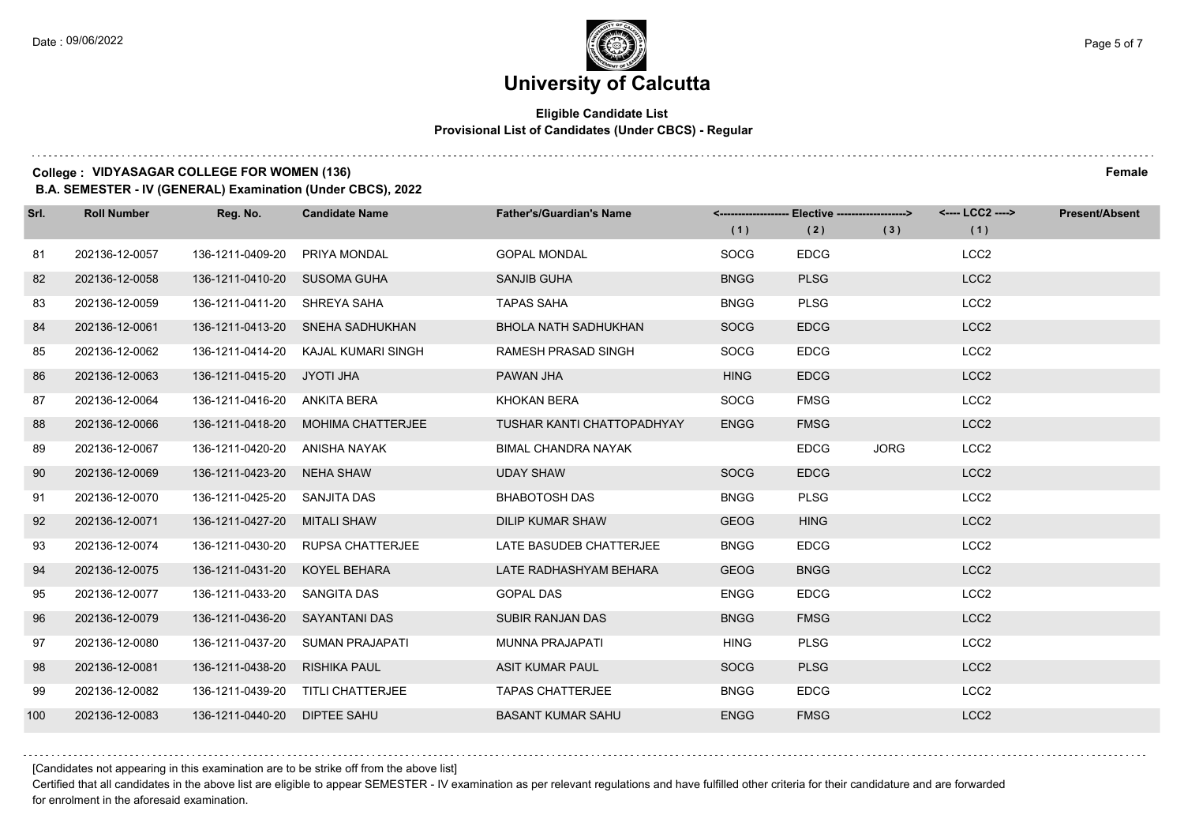# University of Calcutta

**Eligible Candidate List**
**Provisional List of Candidates (Under CBCS) - Regular**

**College : VIDYASAGAR COLLEGE FOR WOMEN (136)** **Female**
**B.A. SEMESTER - IV (GENERAL) Examination (Under CBCS), 2022**

| Srl. | Roll Number | Reg. No. | Candidate Name | Father's/Guardian's Name | Elective (1) | Elective (2) | Elective (3) | LCC2 (1) | Present/Absent |
|---|---|---|---|---|---|---|---|---|---|
| 81 | 202136-12-0057 | 136-1211-0409-20 | PRIYA MONDAL | GOPAL MONDAL | SOCG | EDCG | | LCC2 | |
| 82 | 202136-12-0058 | 136-1211-0410-20 | SUSOMA GUHA | SANJIB GUHA | BNGG | PLSG | | LCC2 | |
| 83 | 202136-12-0059 | 136-1211-0411-20 | SHREYA SAHA | TAPAS SAHA | BNGG | PLSG | | LCC2 | |
| 84 | 202136-12-0061 | 136-1211-0413-20 | SNEHA SADHUKHAN | BHOLA NATH SADHUKHAN | SOCG | EDCG | | LCC2 | |
| 85 | 202136-12-0062 | 136-1211-0414-20 | KAJAL KUMARI SINGH | RAMESH PRASAD SINGH | SOCG | EDCG | | LCC2 | |
| 86 | 202136-12-0063 | 136-1211-0415-20 | JYOTI JHA | PAWAN JHA | HING | EDCG | | LCC2 | |
| 87 | 202136-12-0064 | 136-1211-0416-20 | ANKITA BERA | KHOKAN BERA | SOCG | FMSG | | LCC2 | |
| 88 | 202136-12-0066 | 136-1211-0418-20 | MOHIMA CHATTERJEE | TUSHAR KANTI CHATTOPADHYAY | ENGG | FMSG | | LCC2 | |
| 89 | 202136-12-0067 | 136-1211-0420-20 | ANISHA NAYAK | BIMAL CHANDRA NAYAK | | EDCG | JORG | LCC2 | |
| 90 | 202136-12-0069 | 136-1211-0423-20 | NEHA SHAW | UDAY SHAW | SOCG | EDCG | | LCC2 | |
| 91 | 202136-12-0070 | 136-1211-0425-20 | SANJITA DAS | BHABOTOSH DAS | BNGG | PLSG | | LCC2 | |
| 92 | 202136-12-0071 | 136-1211-0427-20 | MITALI SHAW | DILIP KUMAR SHAW | GEOG | HING | | LCC2 | |
| 93 | 202136-12-0074 | 136-1211-0430-20 | RUPSA CHATTERJEE | LATE BASUDEB CHATTERJEE | BNGG | EDCG | | LCC2 | |
| 94 | 202136-12-0075 | 136-1211-0431-20 | KOYEL BEHARA | LATE RADHASHYAM BEHARA | GEOG | BNGG | | LCC2 | |
| 95 | 202136-12-0077 | 136-1211-0433-20 | SANGITA DAS | GOPAL DAS | ENGG | EDCG | | LCC2 | |
| 96 | 202136-12-0079 | 136-1211-0436-20 | SAYANTANI DAS | SUBIR RANJAN DAS | BNGG | FMSG | | LCC2 | |
| 97 | 202136-12-0080 | 136-1211-0437-20 | SUMAN PRAJAPATI | MUNNA PRAJAPATI | HING | PLSG | | LCC2 | |
| 98 | 202136-12-0081 | 136-1211-0438-20 | RISHIKA PAUL | ASIT KUMAR PAUL | SOCG | PLSG | | LCC2 | |
| 99 | 202136-12-0082 | 136-1211-0439-20 | TITLI CHATTERJEE | TAPAS CHATTERJEE | BNGG | EDCG | | LCC2 | |
| 100 | 202136-12-0083 | 136-1211-0440-20 | DIPTEE SAHU | BASANT KUMAR SAHU | ENGG | FMSG | | LCC2 | |

[Candidates not appearing in this examination are to be strike off from the above list]

Certified that all candidates in the above list are eligible to appear SEMESTER - IV examination as per relevant regulations and have fulfilled other criteria for their candidature and are forwarded for enrolment in the aforesaid examination.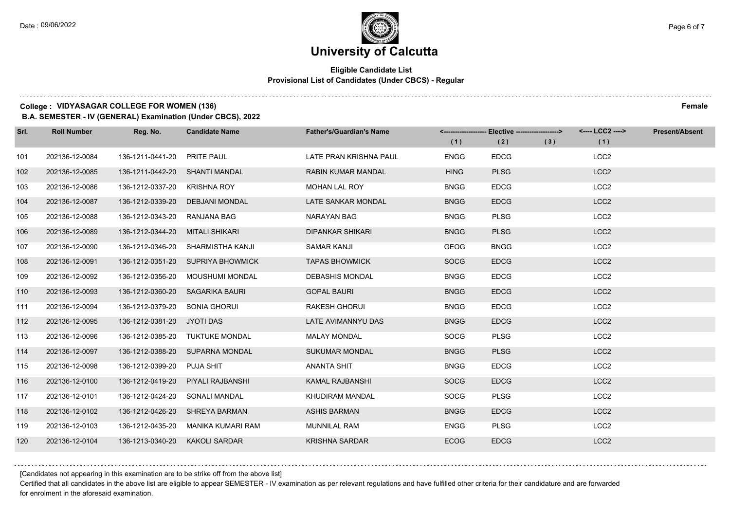# University of Calcutta

**Eligible Candidate List**
**Provisional List of Candidates (Under CBCS) - Regular**

**College : VIDYASAGAR COLLEGE FOR WOMEN (136)** **Female**

**B.A. SEMESTER - IV (GENERAL) Examination (Under CBCS), 2022**

| Srl. | Roll Number | Reg. No. | Candidate Name | Father's/Guardian's Name | Elective (1) | Elective (2) | Elective (3) | LCC2 (1) | Present/Absent |
|---|---|---|---|---|---|---|---|---|---|
| 101 | 202136-12-0084 | 136-1211-0441-20 | PRITE PAUL | LATE PRAN KRISHNA PAUL | ENGG | EDCG | | LCC2 | |
| 102 | 202136-12-0085 | 136-1211-0442-20 | SHANTI MANDAL | RABIN KUMAR MANDAL | HING | PLSG | | LCC2 | |
| 103 | 202136-12-0086 | 136-1212-0337-20 | KRISHNA ROY | MOHAN LAL ROY | BNGG | EDCG | | LCC2 | |
| 104 | 202136-12-0087 | 136-1212-0339-20 | DEBJANI MONDAL | LATE SANKAR MONDAL | BNGG | EDCG | | LCC2 | |
| 105 | 202136-12-0088 | 136-1212-0343-20 | RANJANA BAG | NARAYAN BAG | BNGG | PLSG | | LCC2 | |
| 106 | 202136-12-0089 | 136-1212-0344-20 | MITALI SHIKARI | DIPANKAR SHIKARI | BNGG | PLSG | | LCC2 | |
| 107 | 202136-12-0090 | 136-1212-0346-20 | SHARMISTHA KANJI | SAMAR KANJI | GEOG | BNGG | | LCC2 | |
| 108 | 202136-12-0091 | 136-1212-0351-20 | SUPRIYA BHOWMICK | TAPAS BHOWMICK | SOCG | EDCG | | LCC2 | |
| 109 | 202136-12-0092 | 136-1212-0356-20 | MOUSHUMI MONDAL | DEBASHIS MONDAL | BNGG | EDCG | | LCC2 | |
| 110 | 202136-12-0093 | 136-1212-0360-20 | SAGARIKA BAURI | GOPAL BAURI | BNGG | EDCG | | LCC2 | |
| 111 | 202136-12-0094 | 136-1212-0379-20 | SONIA GHORUI | RAKESH GHORUI | BNGG | EDCG | | LCC2 | |
| 112 | 202136-12-0095 | 136-1212-0381-20 | JYOTI DAS | LATE AVIMANNYU DAS | BNGG | EDCG | | LCC2 | |
| 113 | 202136-12-0096 | 136-1212-0385-20 | TUKTUKE MONDAL | MALAY MONDAL | SOCG | PLSG | | LCC2 | |
| 114 | 202136-12-0097 | 136-1212-0388-20 | SUPARNA MONDAL | SUKUMAR MONDAL | BNGG | PLSG | | LCC2 | |
| 115 | 202136-12-0098 | 136-1212-0399-20 | PUJA SHIT | ANANTA SHIT | BNGG | EDCG | | LCC2 | |
| 116 | 202136-12-0100 | 136-1212-0419-20 | PIYALI RAJBANSHI | KAMAL RAJBANSHI | SOCG | EDCG | | LCC2 | |
| 117 | 202136-12-0101 | 136-1212-0424-20 | SONALI MANDAL | KHUDIRAM MANDAL | SOCG | PLSG | | LCC2 | |
| 118 | 202136-12-0102 | 136-1212-0426-20 | SHREYA BARMAN | ASHIS BARMAN | BNGG | EDCG | | LCC2 | |
| 119 | 202136-12-0103 | 136-1212-0435-20 | MANIKA KUMARI RAM | MUNNILAL RAM | ENGG | PLSG | | LCC2 | |
| 120 | 202136-12-0104 | 136-1213-0340-20 | KAKOLI SARDAR | KRISHNA SARDAR | ECOG | EDCG | | LCC2 | |

[Candidates not appearing in this examination are to be strike off from the above list]

Certified that all candidates in the above list are eligible to appear SEMESTER - IV examination as per relevant regulations and have fulfilled other criteria for their candidature and are forwarded for enrolment in the aforesaid examination.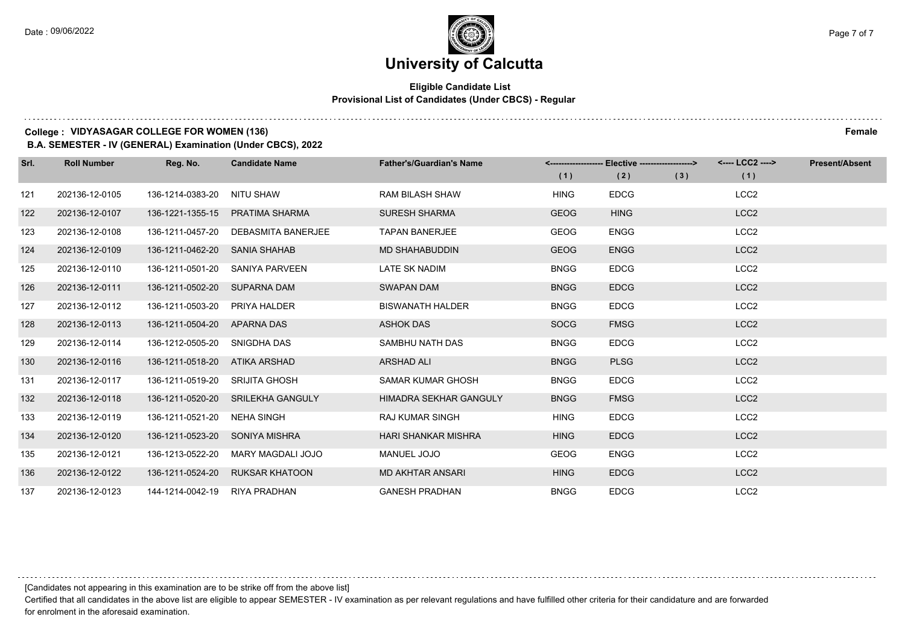# University of Calcutta

**Eligible Candidate List**
**Provisional List of Candidates (Under CBCS) - Regular**

**College : VIDYASAGAR COLLEGE FOR WOMEN (136)** **Female**

**B.A. SEMESTER - IV (GENERAL) Examination (Under CBCS), 2022**

| Srl. | Roll Number | Reg. No. | Candidate Name | Father's/Guardian's Name | Elective (1) | Elective (2) | Elective (3) | LCC2 (1) | Present/Absent |
|---|---|---|---|---|---|---|---|---|---|
| 121 | 202136-12-0105 | 136-1214-0383-20 | NITU SHAW | RAM BILASH SHAW | HING | EDCG | | LCC2 | |
| 122 | 202136-12-0107 | 136-1221-1355-15 | PRATIMA SHARMA | SURESH SHARMA | GEOG | HING | | LCC2 | |
| 123 | 202136-12-0108 | 136-1211-0457-20 | DEBASMITA BANERJEE | TAPAN BANERJEE | GEOG | ENGG | | LCC2 | |
| 124 | 202136-12-0109 | 136-1211-0462-20 | SANIA SHAHAB | MD SHAHABUDDIN | GEOG | ENGG | | LCC2 | |
| 125 | 202136-12-0110 | 136-1211-0501-20 | SANIYA PARVEEN | LATE SK NADIM | BNGG | EDCG | | LCC2 | |
| 126 | 202136-12-0111 | 136-1211-0502-20 | SUPARNA DAM | SWAPAN DAM | BNGG | EDCG | | LCC2 | |
| 127 | 202136-12-0112 | 136-1211-0503-20 | PRIYA HALDER | BISWANATH HALDER | BNGG | EDCG | | LCC2 | |
| 128 | 202136-12-0113 | 136-1211-0504-20 | APARNA DAS | ASHOK DAS | SOCG | FMSG | | LCC2 | |
| 129 | 202136-12-0114 | 136-1212-0505-20 | SNIGDHA DAS | SAMBHU NATH DAS | BNGG | EDCG | | LCC2 | |
| 130 | 202136-12-0116 | 136-1211-0518-20 | ATIKA ARSHAD | ARSHAD ALI | BNGG | PLSG | | LCC2 | |
| 131 | 202136-12-0117 | 136-1211-0519-20 | SRIJITA GHOSH | SAMAR KUMAR GHOSH | BNGG | EDCG | | LCC2 | |
| 132 | 202136-12-0118 | 136-1211-0520-20 | SRILEKHA GANGULY | HIMADRA SEKHAR GANGULY | BNGG | FMSG | | LCC2 | |
| 133 | 202136-12-0119 | 136-1211-0521-20 | NEHA SINGH | RAJ KUMAR SINGH | HING | EDCG | | LCC2 | |
| 134 | 202136-12-0120 | 136-1211-0523-20 | SONIYA MISHRA | HARI SHANKAR MISHRA | HING | EDCG | | LCC2 | |
| 135 | 202136-12-0121 | 136-1213-0522-20 | MARY MAGDALI JOJO | MANUEL JOJO | GEOG | ENGG | | LCC2 | |
| 136 | 202136-12-0122 | 136-1211-0524-20 | RUKSAR KHATOON | MD AKHTAR ANSARI | HING | EDCG | | LCC2 | |
| 137 | 202136-12-0123 | 144-1214-0042-19 | RIYA PRADHAN | GANESH PRADHAN | BNGG | EDCG | | LCC2 | |

[Candidates not appearing in this examination are to be strike off from the above list]

Certified that all candidates in the above list are eligible to appear SEMESTER - IV examination as per relevant regulations and have fulfilled other criteria for their candidature and are forwarded for enrolment in the aforesaid examination.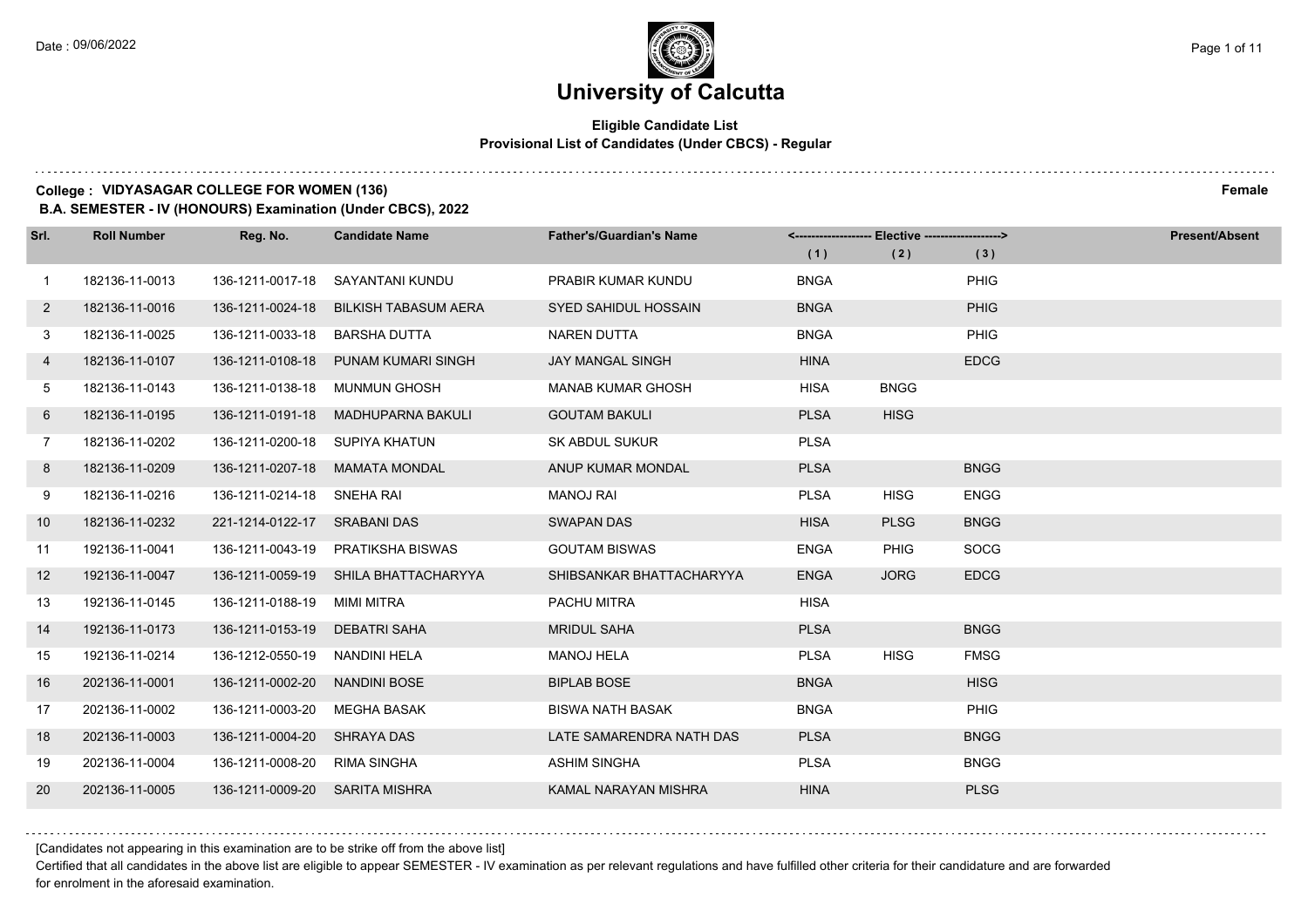# University of Calcutta

**Eligible Candidate List**
**Provisional List of Candidates (Under CBCS) - Regular**

**College : VIDYASAGAR COLLEGE FOR WOMEN (136)** **Female**
**B.A. SEMESTER - IV (HONOURS) Examination (Under CBCS), 2022**

| Srl. | Roll Number | Reg. No. | Candidate Name | Father's/Guardian's Name | Elective (1) | Elective (2) | Elective (3) | Present/Absent |
|---|---|---|---|---|---|---|---|---|
| 1 | 182136-11-0013 | 136-1211-0017-18 | SAYANTANI KUNDU | PRABIR KUMAR KUNDU | BNGA | | PHIG | |
| 2 | 182136-11-0016 | 136-1211-0024-18 | BILKISH TABASUM AERA | SYED SAHIDUL HOSSAIN | BNGA | | PHIG | |
| 3 | 182136-11-0025 | 136-1211-0033-18 | BARSHA DUTTA | NAREN DUTTA | BNGA | | PHIG | |
| 4 | 182136-11-0107 | 136-1211-0108-18 | PUNAM KUMARI SINGH | JAY MANGAL SINGH | HINA | | EDCG | |
| 5 | 182136-11-0143 | 136-1211-0138-18 | MUNMUN GHOSH | MANAB KUMAR GHOSH | HISA | BNGG | | |
| 6 | 182136-11-0195 | 136-1211-0191-18 | MADHUPARNA BAKULI | GOUTAM BAKULI | PLSA | HISG | | |
| 7 | 182136-11-0202 | 136-1211-0200-18 | SUPIYA KHATUN | SK ABDUL SUKUR | PLSA | | | |
| 8 | 182136-11-0209 | 136-1211-0207-18 | MAMATA MONDAL | ANUP KUMAR MONDAL | PLSA | | BNGG | |
| 9 | 182136-11-0216 | 136-1211-0214-18 | SNEHA RAI | MANOJ RAI | PLSA | HISG | ENGG | |
| 10 | 182136-11-0232 | 221-1214-0122-17 | SRABANI DAS | SWAPAN DAS | HISA | PLSG | BNGG | |
| 11 | 192136-11-0041 | 136-1211-0043-19 | PRATIKSHA BISWAS | GOUTAM BISWAS | ENGA | PHIG | SOCG | |
| 12 | 192136-11-0047 | 136-1211-0059-19 | SHILA BHATTACHARYYA | SHIBSANKAR BHATTACHARYYA | ENGA | JORG | EDCG | |
| 13 | 192136-11-0145 | 136-1211-0188-19 | MIMI MITRA | PACHU MITRA | HISA | | | |
| 14 | 192136-11-0173 | 136-1211-0153-19 | DEBATRI SAHA | MRIDUL SAHA | PLSA | | BNGG | |
| 15 | 192136-11-0214 | 136-1212-0550-19 | NANDINI HELA | MANOJ HELA | PLSA | HISG | FMSG | |
| 16 | 202136-11-0001 | 136-1211-0002-20 | NANDINI BOSE | BIPLAB BOSE | BNGA | | HISG | |
| 17 | 202136-11-0002 | 136-1211-0003-20 | MEGHA BASAK | BISWA NATH BASAK | BNGA | | PHIG | |
| 18 | 202136-11-0003 | 136-1211-0004-20 | SHRAYA DAS | LATE SAMARENDRA NATH DAS | PLSA | | BNGG | |
| 19 | 202136-11-0004 | 136-1211-0008-20 | RIMA SINGHA | ASHIM SINGHA | PLSA | | BNGG | |
| 20 | 202136-11-0005 | 136-1211-0009-20 | SARITA MISHRA | KAMAL NARAYAN MISHRA | HINA | | PLSG | |

[Candidates not appearing in this examination are to be strike off from the above list]

Certified that all candidates in the above list are eligible to appear SEMESTER - IV examination as per relevant regulations and have fulfilled other criteria for their candidature and are forwarded for enrolment in the aforesaid examination.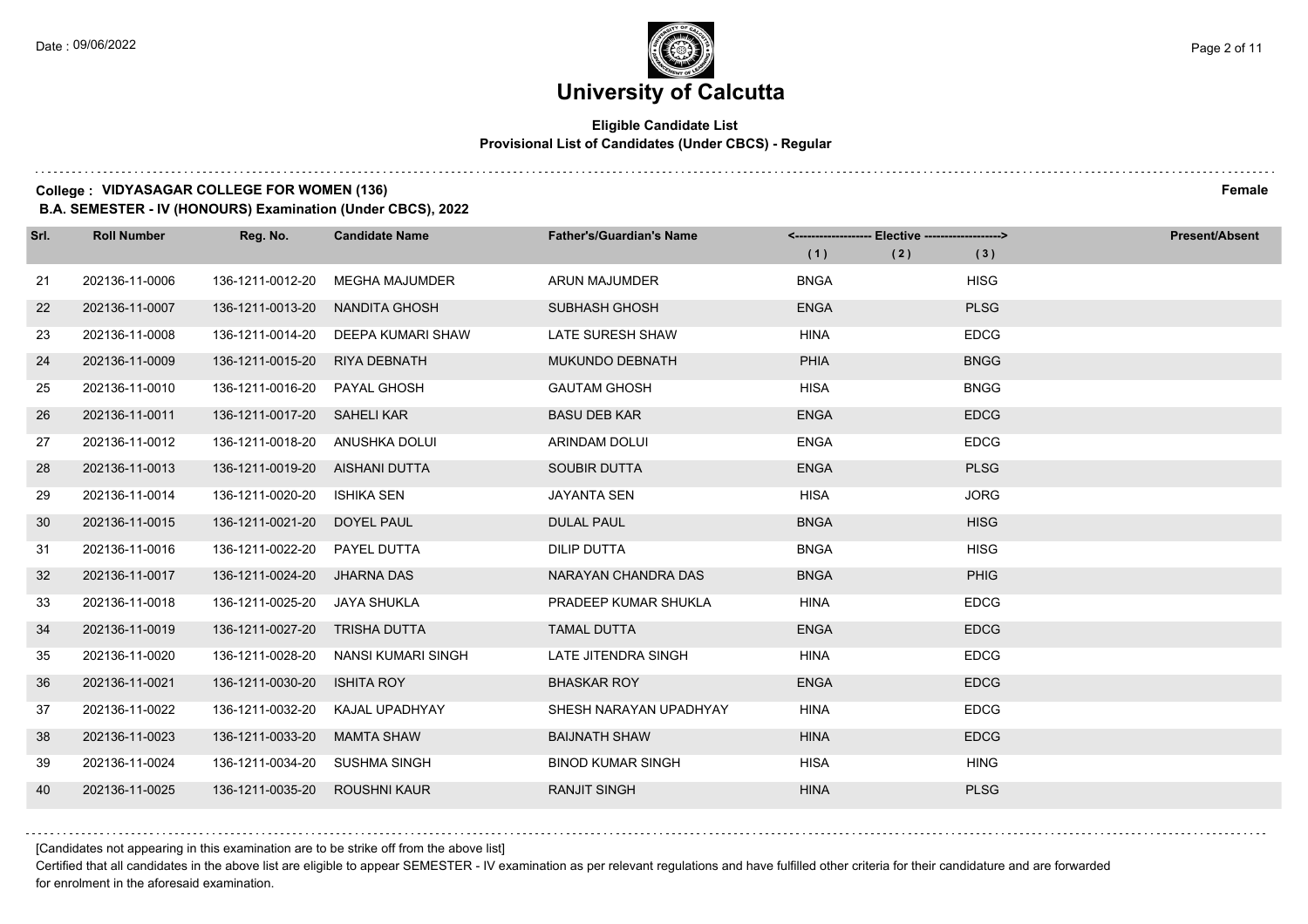# University of Calcutta

**Eligible Candidate List**
**Provisional List of Candidates (Under CBCS) - Regular**

**College : VIDYASAGAR COLLEGE FOR WOMEN (136)** **Female**

**B.A. SEMESTER - IV (HONOURS) Examination (Under CBCS), 2022**

| Srl. | Roll Number | Reg. No. | Candidate Name | Father's/Guardian's Name | Elective (1) | Elective (2) | Elective (3) | Present/Absent |
|---|---|---|---|---|---|---|---|---|
| 21 | 202136-11-0006 | 136-1211-0012-20 | MEGHA MAJUMDER | ARUN MAJUMDER | BNGA | | HISG | |
| 22 | 202136-11-0007 | 136-1211-0013-20 | NANDITA GHOSH | SUBHASH GHOSH | ENGA | | PLSG | |
| 23 | 202136-11-0008 | 136-1211-0014-20 | DEEPA KUMARI SHAW | LATE SURESH SHAW | HINA | | EDCG | |
| 24 | 202136-11-0009 | 136-1211-0015-20 | RIYA DEBNATH | MUKUNDO DEBNATH | PHIA | | BNGG | |
| 25 | 202136-11-0010 | 136-1211-0016-20 | PAYAL GHOSH | GAUTAM GHOSH | HISA | | BNGG | |
| 26 | 202136-11-0011 | 136-1211-0017-20 | SAHELI KAR | BASU DEB KAR | ENGA | | EDCG | |
| 27 | 202136-11-0012 | 136-1211-0018-20 | ANUSHKA DOLUI | ARINDAM DOLUI | ENGA | | EDCG | |
| 28 | 202136-11-0013 | 136-1211-0019-20 | AISHANI DUTTA | SOUBIR DUTTA | ENGA | | PLSG | |
| 29 | 202136-11-0014 | 136-1211-0020-20 | ISHIKA SEN | JAYANTA SEN | HISA | | JORG | |
| 30 | 202136-11-0015 | 136-1211-0021-20 | DOYEL PAUL | DULAL PAUL | BNGA | | HISG | |
| 31 | 202136-11-0016 | 136-1211-0022-20 | PAYEL DUTTA | DILIP DUTTA | BNGA | | HISG | |
| 32 | 202136-11-0017 | 136-1211-0024-20 | JHARNA DAS | NARAYAN CHANDRA DAS | BNGA | | PHIG | |
| 33 | 202136-11-0018 | 136-1211-0025-20 | JAYA SHUKLA | PRADEEP KUMAR SHUKLA | HINA | | EDCG | |
| 34 | 202136-11-0019 | 136-1211-0027-20 | TRISHA DUTTA | TAMAL DUTTA | ENGA | | EDCG | |
| 35 | 202136-11-0020 | 136-1211-0028-20 | NANSI KUMARI SINGH | LATE JITENDRA SINGH | HINA | | EDCG | |
| 36 | 202136-11-0021 | 136-1211-0030-20 | ISHITA ROY | BHASKAR ROY | ENGA | | EDCG | |
| 37 | 202136-11-0022 | 136-1211-0032-20 | KAJAL UPADHYAY | SHESH NARAYAN UPADHYAY | HINA | | EDCG | |
| 38 | 202136-11-0023 | 136-1211-0033-20 | MAMTA SHAW | BAIJNATH SHAW | HINA | | EDCG | |
| 39 | 202136-11-0024 | 136-1211-0034-20 | SUSHMA SINGH | BINOD KUMAR SINGH | HISA | | HING | |
| 40 | 202136-11-0025 | 136-1211-0035-20 | ROUSHNI KAUR | RANJIT SINGH | HINA | | PLSG | |

[Candidates not appearing in this examination are to be strike off from the above list]

Certified that all candidates in the above list are eligible to appear SEMESTER - IV examination as per relevant regulations and have fulfilled other criteria for their candidature and are forwarded for enrolment in the aforesaid examination.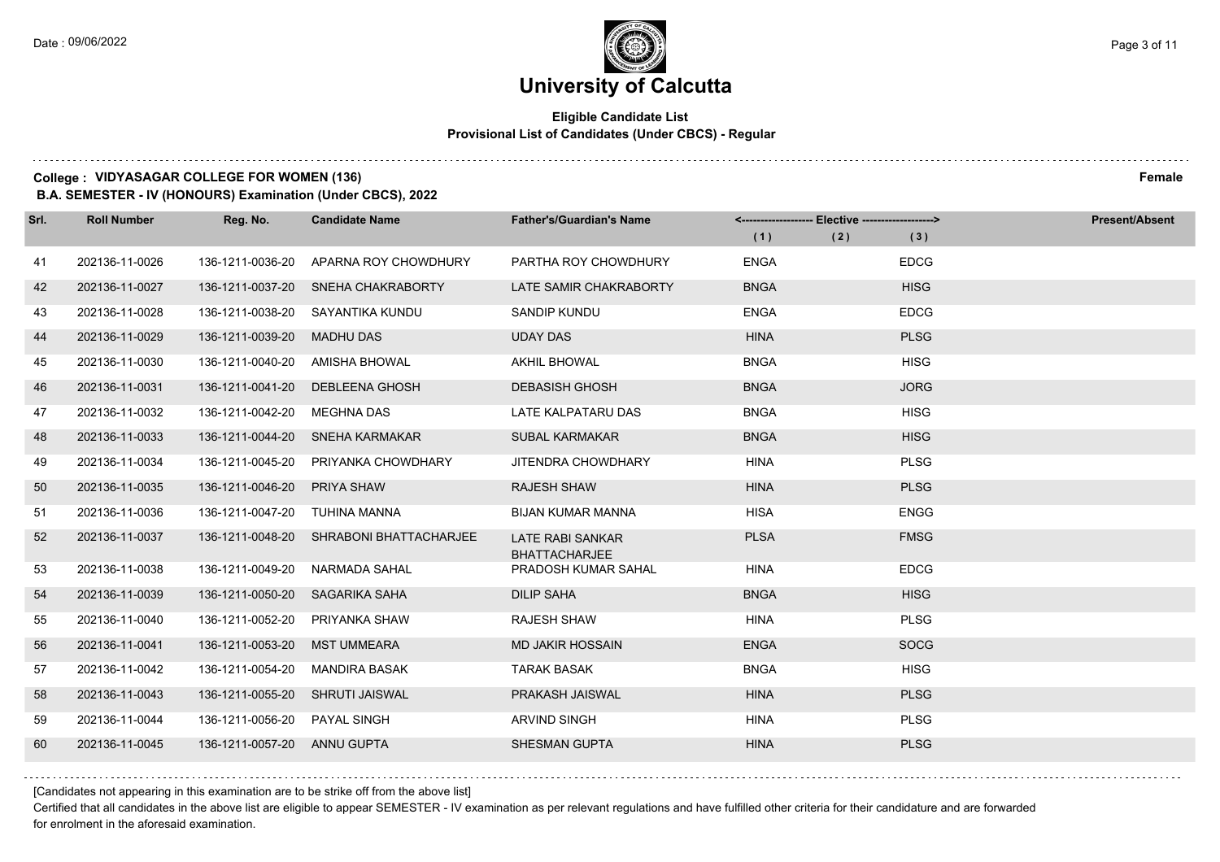# University of Calcutta

**Eligible Candidate List**
**Provisional List of Candidates (Under CBCS) - Regular**

**College : VIDYASAGAR COLLEGE FOR WOMEN (136)** **Female**

**B.A. SEMESTER - IV (HONOURS) Examination (Under CBCS), 2022**

| Srl. | Roll Number | Reg. No. | Candidate Name | Father's/Guardian's Name | Elective (1) | Elective (2) | Elective (3) | Present/Absent |
|---|---|---|---|---|---|---|---|---|
| 41 | 202136-11-0026 | 136-1211-0036-20 | APARNA ROY CHOWDHURY | PARTHA ROY CHOWDHURY | ENGA | | EDCG | |
| 42 | 202136-11-0027 | 136-1211-0037-20 | SNEHA CHAKRABORTY | LATE SAMIR CHAKRABORTY | BNGA | | HISG | |
| 43 | 202136-11-0028 | 136-1211-0038-20 | SAYANTIKA KUNDU | SANDIP KUNDU | ENGA | | EDCG | |
| 44 | 202136-11-0029 | 136-1211-0039-20 | MADHU DAS | UDAY DAS | HINA | | PLSG | |
| 45 | 202136-11-0030 | 136-1211-0040-20 | AMISHA BHOWAL | AKHIL BHOWAL | BNGA | | HISG | |
| 46 | 202136-11-0031 | 136-1211-0041-20 | DEBLEENA GHOSH | DEBASISH GHOSH | BNGA | | JORG | |
| 47 | 202136-11-0032 | 136-1211-0042-20 | MEGHNA DAS | LATE KALPATARU DAS | BNGA | | HISG | |
| 48 | 202136-11-0033 | 136-1211-0044-20 | SNEHA KARMAKAR | SUBAL KARMAKAR | BNGA | | HISG | |
| 49 | 202136-11-0034 | 136-1211-0045-20 | PRIYANKA CHOWDHARY | JITENDRA CHOWDHARY | HINA | | PLSG | |
| 50 | 202136-11-0035 | 136-1211-0046-20 | PRIYA SHAW | RAJESH SHAW | HINA | | PLSG | |
| 51 | 202136-11-0036 | 136-1211-0047-20 | TUHINA MANNA | BIJAN KUMAR MANNA | HISA | | ENGG | |
| 52 | 202136-11-0037 | 136-1211-0048-20 | SHRABONI BHATTACHARJEE | LATE RABI SANKAR BHATTACHARJEE | PLSA | | FMSG | |
| 53 | 202136-11-0038 | 136-1211-0049-20 | NARMADA SAHAL | PRADOSH KUMAR SAHAL | HINA | | EDCG | |
| 54 | 202136-11-0039 | 136-1211-0050-20 | SAGARIKA SAHA | DILIP SAHA | BNGA | | HISG | |
| 55 | 202136-11-0040 | 136-1211-0052-20 | PRIYANKA SHAW | RAJESH SHAW | HINA | | PLSG | |
| 56 | 202136-11-0041 | 136-1211-0053-20 | MST UMMEARA | MD JAKIR HOSSAIN | ENGA | | SOCG | |
| 57 | 202136-11-0042 | 136-1211-0054-20 | MANDIRA BASAK | TARAK BASAK | BNGA | | HISG | |
| 58 | 202136-11-0043 | 136-1211-0055-20 | SHRUTI JAISWAL | PRAKASH JAISWAL | HINA | | PLSG | |
| 59 | 202136-11-0044 | 136-1211-0056-20 | PAYAL SINGH | ARVIND SINGH | HINA | | PLSG | |
| 60 | 202136-11-0045 | 136-1211-0057-20 | ANNU GUPTA | SHESMAN GUPTA | HINA | | PLSG | |

[Candidates not appearing in this examination are to be strike off from the above list]

Certified that all candidates in the above list are eligible to appear SEMESTER - IV examination as per relevant regulations and have fulfilled other criteria for their candidature and are forwarded for enrolment in the aforesaid examination.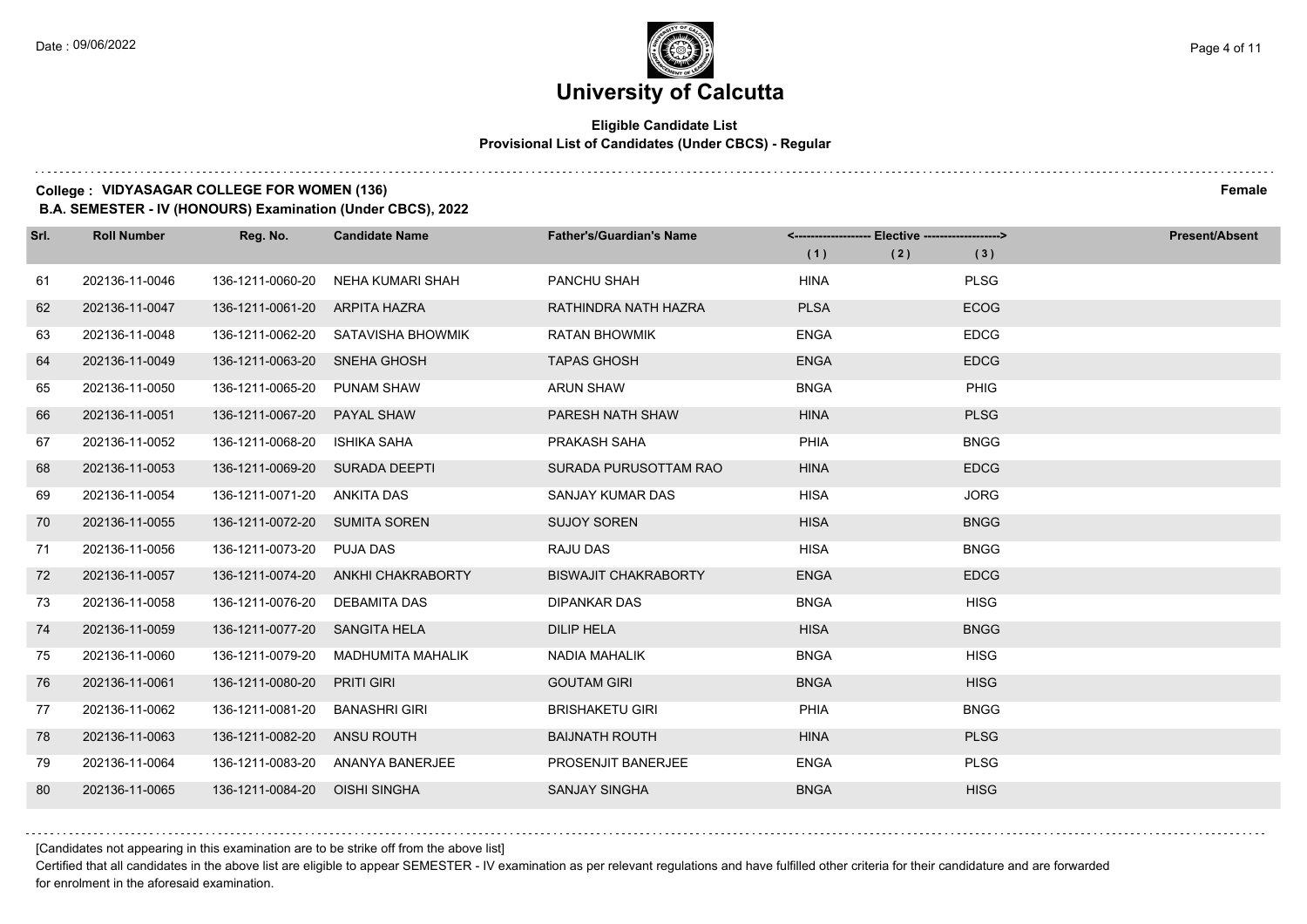# University of Calcutta

**Eligible Candidate List**
**Provisional List of Candidates (Under CBCS) - Regular**

**College : VIDYASAGAR COLLEGE FOR WOMEN (136)** **Female**

**B.A. SEMESTER - IV (HONOURS) Examination (Under CBCS), 2022**

| Srl. | Roll Number | Reg. No. | Candidate Name | Father's/Guardian's Name | Elective (1) | Elective (2) | Elective (3) | Present/Absent |
|---|---|---|---|---|---|---|---|---|
| 61 | 202136-11-0046 | 136-1211-0060-20 | NEHA KUMARI SHAH | PANCHU SHAH | HINA | | PLSG | |
| 62 | 202136-11-0047 | 136-1211-0061-20 | ARPITA HAZRA | RATHINDRA NATH HAZRA | PLSA | | ECOG | |
| 63 | 202136-11-0048 | 136-1211-0062-20 | SATAVISHA BHOWMIK | RATAN BHOWMIK | ENGA | | EDCG | |
| 64 | 202136-11-0049 | 136-1211-0063-20 | SNEHA GHOSH | TAPAS GHOSH | ENGA | | EDCG | |
| 65 | 202136-11-0050 | 136-1211-0065-20 | PUNAM SHAW | ARUN SHAW | BNGA | | PHIG | |
| 66 | 202136-11-0051 | 136-1211-0067-20 | PAYAL SHAW | PARESH NATH SHAW | HINA | | PLSG | |
| 67 | 202136-11-0052 | 136-1211-0068-20 | ISHIKA SAHA | PRAKASH SAHA | PHIA | | BNGG | |
| 68 | 202136-11-0053 | 136-1211-0069-20 | SURADA DEEPTI | SURADA PURUSOTTAM RAO | HINA | | EDCG | |
| 69 | 202136-11-0054 | 136-1211-0071-20 | ANKITA DAS | SANJAY KUMAR DAS | HISA | | JORG | |
| 70 | 202136-11-0055 | 136-1211-0072-20 | SUMITA SOREN | SUJOY SOREN | HISA | | BNGG | |
| 71 | 202136-11-0056 | 136-1211-0073-20 | PUJA DAS | RAJU DAS | HISA | | BNGG | |
| 72 | 202136-11-0057 | 136-1211-0074-20 | ANKHI CHAKRABORTY | BISWAJIT CHAKRABORTY | ENGA | | EDCG | |
| 73 | 202136-11-0058 | 136-1211-0076-20 | DEBAMITA DAS | DIPANKAR DAS | BNGA | | HISG | |
| 74 | 202136-11-0059 | 136-1211-0077-20 | SANGITA HELA | DILIP HELA | HISA | | BNGG | |
| 75 | 202136-11-0060 | 136-1211-0079-20 | MADHUMITA MAHALIK | NADIA MAHALIK | BNGA | | HISG | |
| 76 | 202136-11-0061 | 136-1211-0080-20 | PRITI GIRI | GOUTAM GIRI | BNGA | | HISG | |
| 77 | 202136-11-0062 | 136-1211-0081-20 | BANASHRI GIRI | BRISHAKETU GIRI | PHIA | | BNGG | |
| 78 | 202136-11-0063 | 136-1211-0082-20 | ANSU ROUTH | BAIJNATH ROUTH | HINA | | PLSG | |
| 79 | 202136-11-0064 | 136-1211-0083-20 | ANANYA BANERJEE | PROSENJIT BANERJEE | ENGA | | PLSG | |
| 80 | 202136-11-0065 | 136-1211-0084-20 | OISHI SINGHA | SANJAY SINGHA | BNGA | | HISG | |

[Candidates not appearing in this examination are to be strike off from the above list]

Certified that all candidates in the above list are eligible to appear SEMESTER - IV examination as per relevant regulations and have fulfilled other criteria for their candidature and are forwarded for enrolment in the aforesaid examination.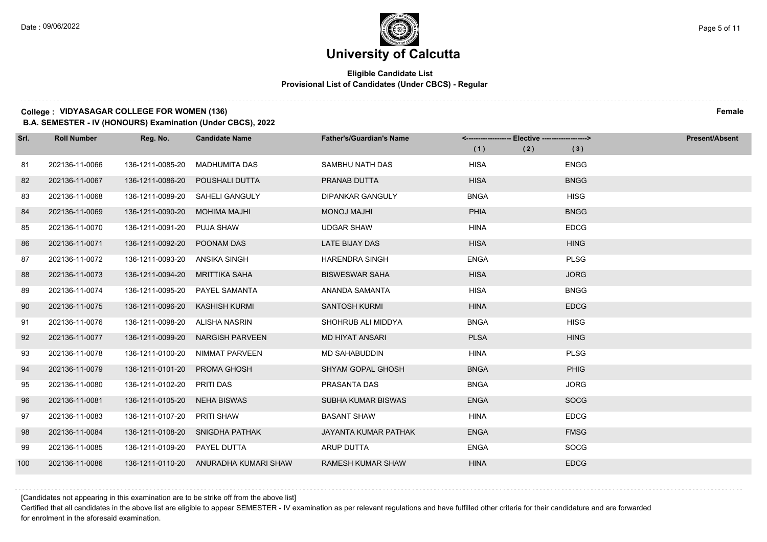# University of Calcutta

**Eligible Candidate List**
**Provisional List of Candidates (Under CBCS) - Regular**

**College : VIDYASAGAR COLLEGE FOR WOMEN (136)** **Female**

**B.A. SEMESTER - IV (HONOURS) Examination (Under CBCS), 2022**

| Srl. | Roll Number | Reg. No. | Candidate Name | Father's/Guardian's Name | Elective (1) | Elective (2) | Elective (3) | Present/Absent |
|---|---|---|---|---|---|---|---|---|
| 81 | 202136-11-0066 | 136-1211-0085-20 | MADHUMITA DAS | SAMBHU NATH DAS | HISA | | ENGG | |
| 82 | 202136-11-0067 | 136-1211-0086-20 | POUSHALI DUTTA | PRANAB DUTTA | HISA | | BNGG | |
| 83 | 202136-11-0068 | 136-1211-0089-20 | SAHELI GANGULY | DIPANKAR GANGULY | BNGA | | HISG | |
| 84 | 202136-11-0069 | 136-1211-0090-20 | MOHIMA MAJHI | MONOJ MAJHI | PHIA | | BNGG | |
| 85 | 202136-11-0070 | 136-1211-0091-20 | PUJA SHAW | UDGAR SHAW | HINA | | EDCG | |
| 86 | 202136-11-0071 | 136-1211-0092-20 | POONAM DAS | LATE BIJAY DAS | HISA | | HING | |
| 87 | 202136-11-0072 | 136-1211-0093-20 | ANSIKA SINGH | HARENDRA SINGH | ENGA | | PLSG | |
| 88 | 202136-11-0073 | 136-1211-0094-20 | MRITTIKA SAHA | BISWESWAR SAHA | HISA | | JORG | |
| 89 | 202136-11-0074 | 136-1211-0095-20 | PAYEL SAMANTA | ANANDA SAMANTA | HISA | | BNGG | |
| 90 | 202136-11-0075 | 136-1211-0096-20 | KASHISH KURMI | SANTOSH KURMI | HINA | | EDCG | |
| 91 | 202136-11-0076 | 136-1211-0098-20 | ALISHA NASRIN | SHOHRUB ALI MIDDYA | BNGA | | HISG | |
| 92 | 202136-11-0077 | 136-1211-0099-20 | NARGISH PARVEEN | MD HIYAT ANSARI | PLSA | | HING | |
| 93 | 202136-11-0078 | 136-1211-0100-20 | NIMMAT PARVEEN | MD SAHABUDDIN | HINA | | PLSG | |
| 94 | 202136-11-0079 | 136-1211-0101-20 | PROMA GHOSH | SHYAM GOPAL GHOSH | BNGA | | PHIG | |
| 95 | 202136-11-0080 | 136-1211-0102-20 | PRITI DAS | PRASANTA DAS | BNGA | | JORG | |
| 96 | 202136-11-0081 | 136-1211-0105-20 | NEHA BISWAS | SUBHA KUMAR BISWAS | ENGA | | SOCG | |
| 97 | 202136-11-0083 | 136-1211-0107-20 | PRITI SHAW | BASANT SHAW | HINA | | EDCG | |
| 98 | 202136-11-0084 | 136-1211-0108-20 | SNIGDHA PATHAK | JAYANTA KUMAR PATHAK | ENGA | | FMSG | |
| 99 | 202136-11-0085 | 136-1211-0109-20 | PAYEL DUTTA | ARUP DUTTA | ENGA | | SOCG | |
| 100 | 202136-11-0086 | 136-1211-0110-20 | ANURADHA KUMARI SHAW | RAMESH KUMAR SHAW | HINA | | EDCG | |

[Candidates not appearing in this examination are to be strike off from the above list]

Certified that all candidates in the above list are eligible to appear SEMESTER - IV examination as per relevant regulations and have fulfilled other criteria for their candidature and are forwarded for enrolment in the aforesaid examination.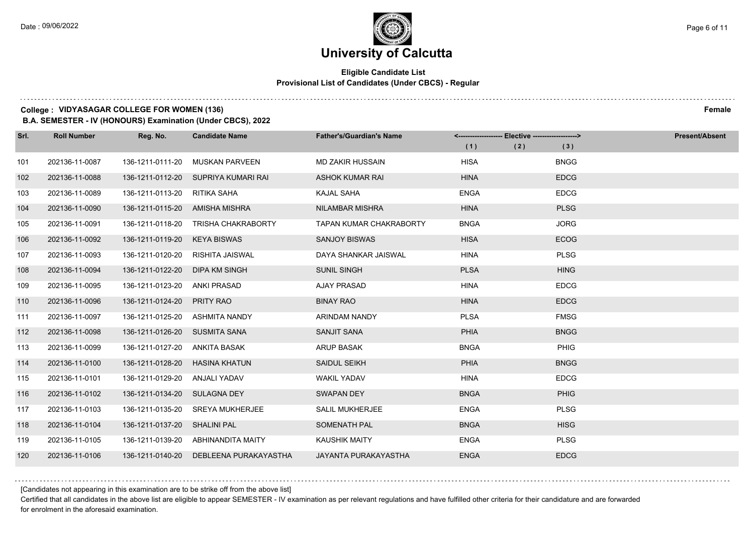# University of Calcutta

**Eligible Candidate List**
**Provisional List of Candidates (Under CBCS) - Regular**

**College : VIDYASAGAR COLLEGE FOR WOMEN (136)** **Female**

**B.A. SEMESTER - IV (HONOURS) Examination (Under CBCS), 2022**

| Srl. | Roll Number | Reg. No. | Candidate Name | Father's/Guardian's Name | <------------------- Elective -------------------> | | | Present/Absent |
|---|---|---|---|---|---|---|---|---|
| | | | | | (1) | (2) | (3) | |
| 101 | 202136-11-0087 | 136-1211-0111-20 | MUSKAN PARVEEN | MD ZAKIR HUSSAIN | HISA | | BNGG | |
| 102 | 202136-11-0088 | 136-1211-0112-20 | SUPRIYA KUMARI RAI | ASHOK KUMAR RAI | HINA | | EDCG | |
| 103 | 202136-11-0089 | 136-1211-0113-20 | RITIKA SAHA | KAJAL SAHA | ENGA | | EDCG | |
| 104 | 202136-11-0090 | 136-1211-0115-20 | AMISHA MISHRA | NILAMBAR MISHRA | HINA | | PLSG | |
| 105 | 202136-11-0091 | 136-1211-0118-20 | TRISHA CHAKRABORTY | TAPAN KUMAR CHAKRABORTY | BNGA | | JORG | |
| 106 | 202136-11-0092 | 136-1211-0119-20 | KEYA BISWAS | SANJOY BISWAS | HISA | | ECOG | |
| 107 | 202136-11-0093 | 136-1211-0120-20 | RISHITA JAISWAL | DAYA SHANKAR JAISWAL | HINA | | PLSG | |
| 108 | 202136-11-0094 | 136-1211-0122-20 | DIPA KM SINGH | SUNIL SINGH | PLSA | | HING | |
| 109 | 202136-11-0095 | 136-1211-0123-20 | ANKI PRASAD | AJAY PRASAD | HINA | | EDCG | |
| 110 | 202136-11-0096 | 136-1211-0124-20 | PRITY RAO | BINAY RAO | HINA | | EDCG | |
| 111 | 202136-11-0097 | 136-1211-0125-20 | ASHMITA NANDY | ARINDAM NANDY | PLSA | | FMSG | |
| 112 | 202136-11-0098 | 136-1211-0126-20 | SUSMITA SANA | SANJIT SANA | PHIA | | BNGG | |
| 113 | 202136-11-0099 | 136-1211-0127-20 | ANKITA BASAK | ARUP BASAK | BNGA | | PHIG | |
| 114 | 202136-11-0100 | 136-1211-0128-20 | HASINA KHATUN | SAIDUL SEIKH | PHIA | | BNGG | |
| 115 | 202136-11-0101 | 136-1211-0129-20 | ANJALI YADAV | WAKIL YADAV | HINA | | EDCG | |
| 116 | 202136-11-0102 | 136-1211-0134-20 | SULAGNA DEY | SWAPAN DEY | BNGA | | PHIG | |
| 117 | 202136-11-0103 | 136-1211-0135-20 | SREYA MUKHERJEE | SALIL MUKHERJEE | ENGA | | PLSG | |
| 118 | 202136-11-0104 | 136-1211-0137-20 | SHALINI PAL | SOMENATH PAL | BNGA | | HISG | |
| 119 | 202136-11-0105 | 136-1211-0139-20 | ABHINANDITA MAITY | KAUSHIK MAITY | ENGA | | PLSG | |
| 120 | 202136-11-0106 | 136-1211-0140-20 | DEBLEENA PURAKAYASTHA | JAYANTA PURAKAYASTHA | ENGA | | EDCG | |

[Candidates not appearing in this examination are to be strike off from the above list]

Certified that all candidates in the above list are eligible to appear SEMESTER - IV examination as per relevant regulations and have fulfilled other criteria for their candidature and are forwarded for enrolment in the aforesaid examination.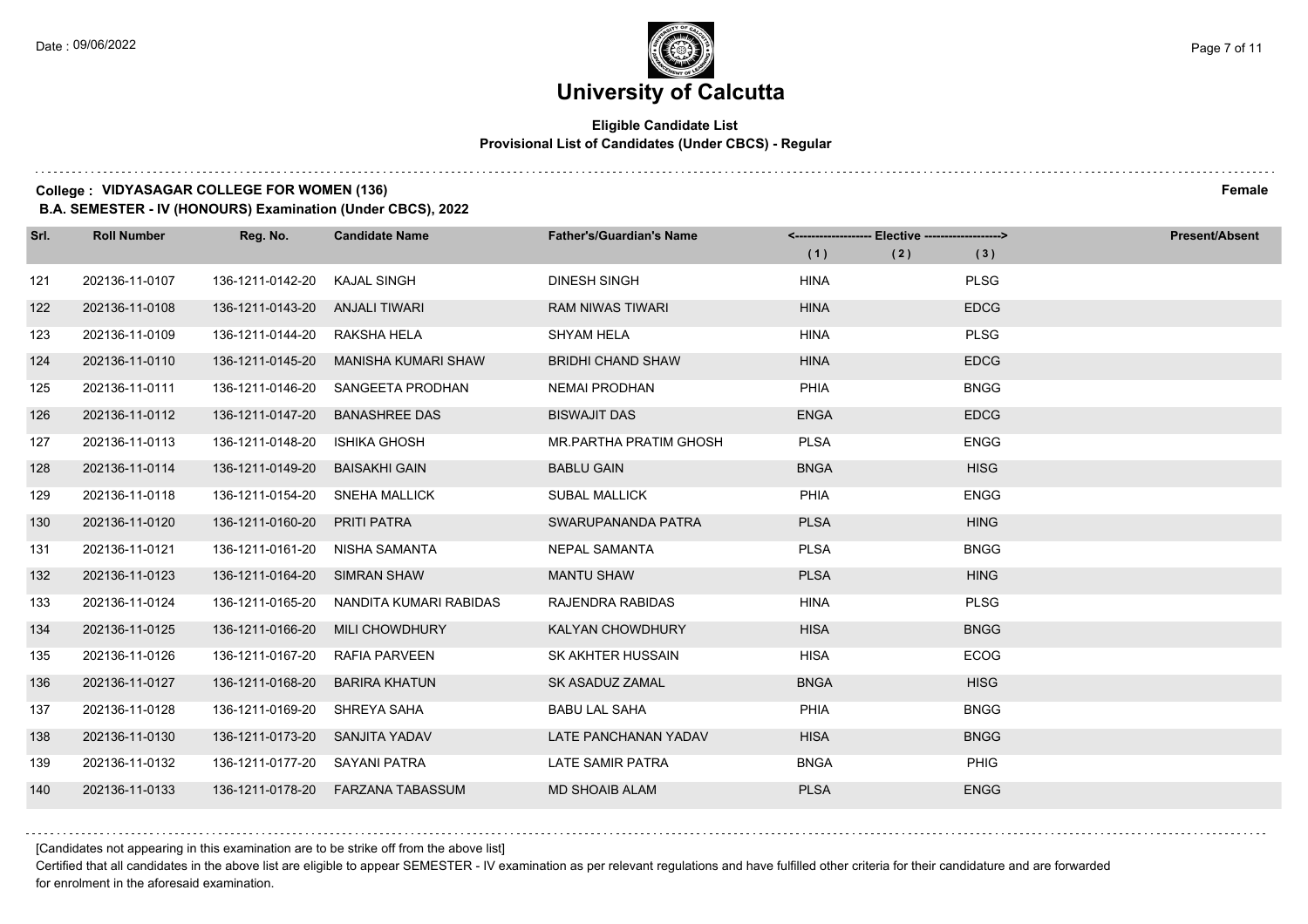# University of Calcutta

**Eligible Candidate List**
**Provisional List of Candidates (Under CBCS) - Regular**

**College : VIDYASAGAR COLLEGE FOR WOMEN (136)** **Female**

**B.A. SEMESTER - IV (HONOURS) Examination (Under CBCS), 2022**

| Srl. | Roll Number | Reg. No. | Candidate Name | Father's/Guardian's Name | Elective (1) | Elective (2) | Elective (3) | Present/Absent |
|---|---|---|---|---|---|---|---|---|
| 121 | 202136-11-0107 | 136-1211-0142-20 | KAJAL SINGH | DINESH SINGH | HINA | | PLSG | |
| 122 | 202136-11-0108 | 136-1211-0143-20 | ANJALI TIWARI | RAM NIWAS TIWARI | HINA | | EDCG | |
| 123 | 202136-11-0109 | 136-1211-0144-20 | RAKSHA HELA | SHYAM HELA | HINA | | PLSG | |
| 124 | 202136-11-0110 | 136-1211-0145-20 | MANISHA KUMARI SHAW | BRIDHI CHAND SHAW | HINA | | EDCG | |
| 125 | 202136-11-0111 | 136-1211-0146-20 | SANGEETA PRODHAN | NEMAI PRODHAN | PHIA | | BNGG | |
| 126 | 202136-11-0112 | 136-1211-0147-20 | BANASHREE DAS | BISWAJIT DAS | ENGA | | EDCG | |
| 127 | 202136-11-0113 | 136-1211-0148-20 | ISHIKA GHOSH | MR.PARTHA PRATIM GHOSH | PLSA | | ENGG | |
| 128 | 202136-11-0114 | 136-1211-0149-20 | BAISAKHI GAIN | BABLU GAIN | BNGA | | HISG | |
| 129 | 202136-11-0118 | 136-1211-0154-20 | SNEHA MALLICK | SUBAL MALLICK | PHIA | | ENGG | |
| 130 | 202136-11-0120 | 136-1211-0160-20 | PRITI PATRA | SWARUPANANDA PATRA | PLSA | | HING | |
| 131 | 202136-11-0121 | 136-1211-0161-20 | NISHA SAMANTA | NEPAL SAMANTA | PLSA | | BNGG | |
| 132 | 202136-11-0123 | 136-1211-0164-20 | SIMRAN SHAW | MANTU SHAW | PLSA | | HING | |
| 133 | 202136-11-0124 | 136-1211-0165-20 | NANDITA KUMARI RABIDAS | RAJENDRA RABIDAS | HINA | | PLSG | |
| 134 | 202136-11-0125 | 136-1211-0166-20 | MILI CHOWDHURY | KALYAN CHOWDHURY | HISA | | BNGG | |
| 135 | 202136-11-0126 | 136-1211-0167-20 | RAFIA PARVEEN | SK AKHTER HUSSAIN | HISA | | ECOG | |
| 136 | 202136-11-0127 | 136-1211-0168-20 | BARIRA KHATUN | SK ASADUZ ZAMAL | BNGA | | HISG | |
| 137 | 202136-11-0128 | 136-1211-0169-20 | SHREYA SAHA | BABU LAL SAHA | PHIA | | BNGG | |
| 138 | 202136-11-0130 | 136-1211-0173-20 | SANJITA YADAV | LATE PANCHANAN YADAV | HISA | | BNGG | |
| 139 | 202136-11-0132 | 136-1211-0177-20 | SAYANI PATRA | LATE SAMIR PATRA | BNGA | | PHIG | |
| 140 | 202136-11-0133 | 136-1211-0178-20 | FARZANA TABASSUM | MD SHOAIB ALAM | PLSA | | ENGG | |

[Candidates not appearing in this examination are to be strike off from the above list]

Certified that all candidates in the above list are eligible to appear SEMESTER - IV examination as per relevant regulations and have fulfilled other criteria for their candidature and are forwarded for enrolment in the aforesaid examination.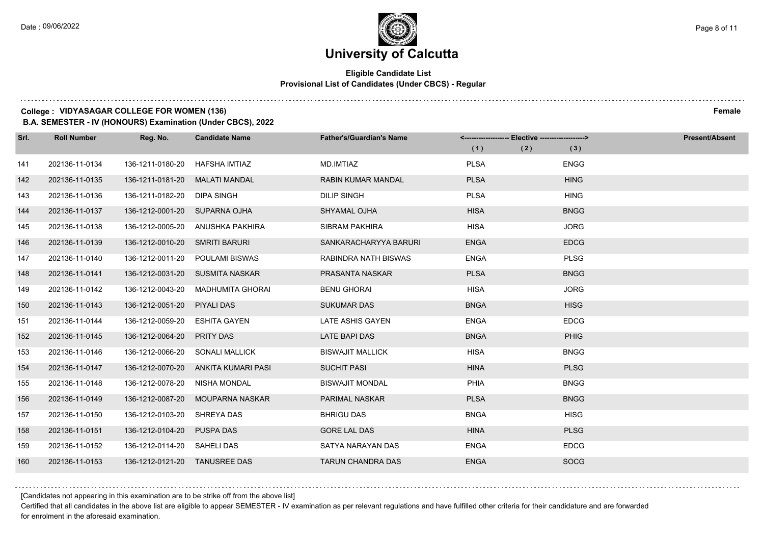# University of Calcutta

**Eligible Candidate List**
**Provisional List of Candidates (Under CBCS) - Regular**

**College : VIDYASAGAR COLLEGE FOR WOMEN (136)** **Female**
**B.A. SEMESTER - IV (HONOURS) Examination (Under CBCS), 2022**

| Srl. | Roll Number | Reg. No. | Candidate Name | Father's/Guardian's Name | Elective (1) | Elective (2) | Elective (3) | Present/Absent |
|---|---|---|---|---|---|---|---|---|
| 141 | 202136-11-0134 | 136-1211-0180-20 | HAFSHA IMTIAZ | MD.IMTIAZ | PLSA | | ENGG | |
| 142 | 202136-11-0135 | 136-1211-0181-20 | MALATI MANDAL | RABIN KUMAR MANDAL | PLSA | | HING | |
| 143 | 202136-11-0136 | 136-1211-0182-20 | DIPA SINGH | DILIP SINGH | PLSA | | HING | |
| 144 | 202136-11-0137 | 136-1212-0001-20 | SUPARNA OJHA | SHYAMAL OJHA | HISA | | BNGG | |
| 145 | 202136-11-0138 | 136-1212-0005-20 | ANUSHKA PAKHIRA | SIBRAM PAKHIRA | HISA | | JORG | |
| 146 | 202136-11-0139 | 136-1212-0010-20 | SMRITI BARURI | SANKARACHARYYA BARURI | ENGA | | EDCG | |
| 147 | 202136-11-0140 | 136-1212-0011-20 | POULAMI BISWAS | RABINDRA NATH BISWAS | ENGA | | PLSG | |
| 148 | 202136-11-0141 | 136-1212-0031-20 | SUSMITA NASKAR | PRASANTA NASKAR | PLSA | | BNGG | |
| 149 | 202136-11-0142 | 136-1212-0043-20 | MADHUMITA GHORAI | BENU GHORAI | HISA | | JORG | |
| 150 | 202136-11-0143 | 136-1212-0051-20 | PIYALI DAS | SUKUMAR DAS | BNGA | | HISG | |
| 151 | 202136-11-0144 | 136-1212-0059-20 | ESHITA GAYEN | LATE ASHIS GAYEN | ENGA | | EDCG | |
| 152 | 202136-11-0145 | 136-1212-0064-20 | PRITY DAS | LATE BAPI DAS | BNGA | | PHIG | |
| 153 | 202136-11-0146 | 136-1212-0066-20 | SONALI MALLICK | BISWAJIT MALLICK | HISA | | BNGG | |
| 154 | 202136-11-0147 | 136-1212-0070-20 | ANKITA KUMARI PASI | SUCHIT PASI | HINA | | PLSG | |
| 155 | 202136-11-0148 | 136-1212-0078-20 | NISHA MONDAL | BISWAJIT MONDAL | PHIA | | BNGG | |
| 156 | 202136-11-0149 | 136-1212-0087-20 | MOUPARNA NASKAR | PARIMAL NASKAR | PLSA | | BNGG | |
| 157 | 202136-11-0150 | 136-1212-0103-20 | SHREYA DAS | BHRIGU DAS | BNGA | | HISG | |
| 158 | 202136-11-0151 | 136-1212-0104-20 | PUSPA DAS | GORE LAL DAS | HINA | | PLSG | |
| 159 | 202136-11-0152 | 136-1212-0114-20 | SAHELI DAS | SATYA NARAYAN DAS | ENGA | | EDCG | |
| 160 | 202136-11-0153 | 136-1212-0121-20 | TANUSREE DAS | TARUN CHANDRA DAS | ENGA | | SOCG | |

[Candidates not appearing in this examination are to be strike off from the above list]

Certified that all candidates in the above list are eligible to appear SEMESTER - IV examination as per relevant regulations and have fulfilled other criteria for their candidature and are forwarded for enrolment in the aforesaid examination.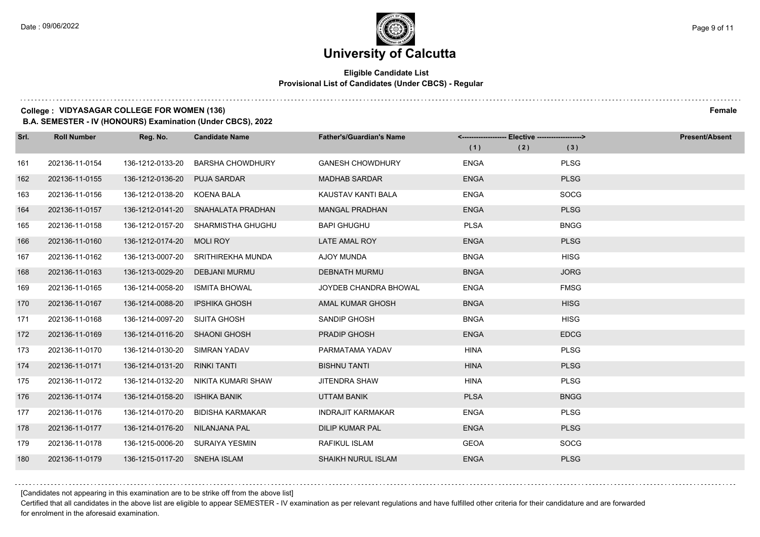# University of Calcutta

## Eligible Candidate List
### Provisional List of Candidates (Under CBCS) - Regular

**College : VIDYASAGAR COLLEGE FOR WOMEN (136)** **Female**

**B.A. SEMESTER - IV (HONOURS) Examination (Under CBCS), 2022**

| Srl. | Roll Number | Reg. No. | Candidate Name | Father's/Guardian's Name | Elective (1) | Elective (2) | Elective (3) | Present/Absent |
|---|---|---|---|---|---|---|---|---|
| 161 | 202136-11-0154 | 136-1212-0133-20 | BARSHA CHOWDHURY | GANESH CHOWDHURY | ENGA | | PLSG | |
| 162 | 202136-11-0155 | 136-1212-0136-20 | PUJA SARDAR | MADHAB SARDAR | ENGA | | PLSG | |
| 163 | 202136-11-0156 | 136-1212-0138-20 | KOENA BALA | KAUSTAV KANTI BALA | ENGA | | SOCG | |
| 164 | 202136-11-0157 | 136-1212-0141-20 | SNAHALATA PRADHAN | MANGAL PRADHAN | ENGA | | PLSG | |
| 165 | 202136-11-0158 | 136-1212-0157-20 | SHARMISTHA GHUGHU | BAPI GHUGHU | PLSA | | BNGG | |
| 166 | 202136-11-0160 | 136-1212-0174-20 | MOLI ROY | LATE AMAL ROY | ENGA | | PLSG | |
| 167 | 202136-11-0162 | 136-1213-0007-20 | SRITHIREKHA MUNDA | AJOY MUNDA | BNGA | | HISG | |
| 168 | 202136-11-0163 | 136-1213-0029-20 | DEBJANI MURMU | DEBNATH MURMU | BNGA | | JORG | |
| 169 | 202136-11-0165 | 136-1214-0058-20 | ISMITA BHOWAL | JOYDEB CHANDRA BHOWAL | ENGA | | FMSG | |
| 170 | 202136-11-0167 | 136-1214-0088-20 | IPSHIKA GHOSH | AMAL KUMAR GHOSH | BNGA | | HISG | |
| 171 | 202136-11-0168 | 136-1214-0097-20 | SIJITA GHOSH | SANDIP GHOSH | BNGA | | HISG | |
| 172 | 202136-11-0169 | 136-1214-0116-20 | SHAONI GHOSH | PRADIP GHOSH | ENGA | | EDCG | |
| 173 | 202136-11-0170 | 136-1214-0130-20 | SIMRAN YADAV | PARMATAMA YADAV | HINA | | PLSG | |
| 174 | 202136-11-0171 | 136-1214-0131-20 | RINKI TANTI | BISHNU TANTI | HINA | | PLSG | |
| 175 | 202136-11-0172 | 136-1214-0132-20 | NIKITA KUMARI SHAW | JITENDRA SHAW | HINA | | PLSG | |
| 176 | 202136-11-0174 | 136-1214-0158-20 | ISHIKA BANIK | UTTAM BANIK | PLSA | | BNGG | |
| 177 | 202136-11-0176 | 136-1214-0170-20 | BIDISHA KARMAKAR | INDRAJIT KARMAKAR | ENGA | | PLSG | |
| 178 | 202136-11-0177 | 136-1214-0176-20 | NILANJANA PAL | DILIP KUMAR PAL | ENGA | | PLSG | |
| 179 | 202136-11-0178 | 136-1215-0006-20 | SURAIYA YESMIN | RAFIKUL ISLAM | GEOA | | SOCG | |
| 180 | 202136-11-0179 | 136-1215-0117-20 | SNEHA ISLAM | SHAIKH NURUL ISLAM | ENGA | | PLSG | |

[Candidates not appearing in this examination are to be strike off from the above list]

Certified that all candidates in the above list are eligible to appear SEMESTER - IV examination as per relevant regulations and have fulfilled other criteria for their candidature and are forwarded for enrolment in the aforesaid examination.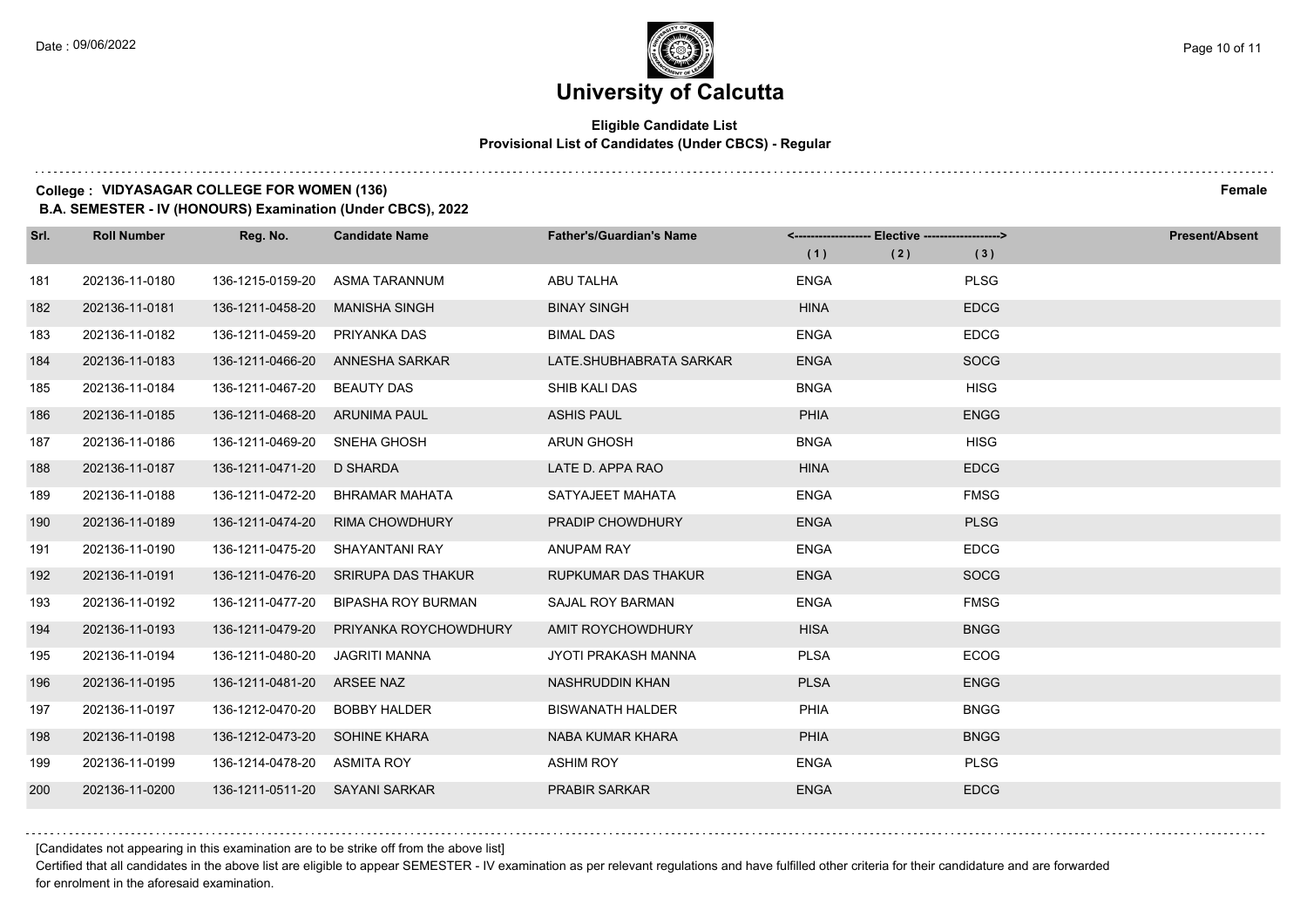# University of Calcutta

**Eligible Candidate List**
**Provisional List of Candidates (Under CBCS) - Regular**

**College : VIDYASAGAR COLLEGE FOR WOMEN (136)** **Female**
**B.A. SEMESTER - IV (HONOURS) Examination (Under CBCS), 2022**

| Srl. | Roll Number | Reg. No. | Candidate Name | Father's/Guardian's Name | Elective (1) | Elective (2) | Elective (3) | Present/Absent |
|---|---|---|---|---|---|---|---|---|
| 181 | 202136-11-0180 | 136-1215-0159-20 | ASMA TARANNUM | ABU TALHA | ENGA | | PLSG | |
| 182 | 202136-11-0181 | 136-1211-0458-20 | MANISHA SINGH | BINAY SINGH | HINA | | EDCG | |
| 183 | 202136-11-0182 | 136-1211-0459-20 | PRIYANKA DAS | BIMAL DAS | ENGA | | EDCG | |
| 184 | 202136-11-0183 | 136-1211-0466-20 | ANNESHA SARKAR | LATE.SHUBHABRATA SARKAR | ENGA | | SOCG | |
| 185 | 202136-11-0184 | 136-1211-0467-20 | BEAUTY DAS | SHIB KALI DAS | BNGA | | HISG | |
| 186 | 202136-11-0185 | 136-1211-0468-20 | ARUNIMA PAUL | ASHIS PAUL | PHIA | | ENGG | |
| 187 | 202136-11-0186 | 136-1211-0469-20 | SNEHA GHOSH | ARUN GHOSH | BNGA | | HISG | |
| 188 | 202136-11-0187 | 136-1211-0471-20 | D SHARDA | LATE D. APPA RAO | HINA | | EDCG | |
| 189 | 202136-11-0188 | 136-1211-0472-20 | BHRAMAR MAHATA | SATYAJEET MAHATA | ENGA | | FMSG | |
| 190 | 202136-11-0189 | 136-1211-0474-20 | RIMA CHOWDHURY | PRADIP CHOWDHURY | ENGA | | PLSG | |
| 191 | 202136-11-0190 | 136-1211-0475-20 | SHAYANTANI RAY | ANUPAM RAY | ENGA | | EDCG | |
| 192 | 202136-11-0191 | 136-1211-0476-20 | SRIRUPA DAS THAKUR | RUPKUMAR DAS THAKUR | ENGA | | SOCG | |
| 193 | 202136-11-0192 | 136-1211-0477-20 | BIPASHA ROY BURMAN | SAJAL ROY BARMAN | ENGA | | FMSG | |
| 194 | 202136-11-0193 | 136-1211-0479-20 | PRIYANKA ROYCHOWDHURY | AMIT ROYCHOWDHURY | HISA | | BNGG | |
| 195 | 202136-11-0194 | 136-1211-0480-20 | JAGRITI MANNA | JYOTI PRAKASH MANNA | PLSA | | ECOG | |
| 196 | 202136-11-0195 | 136-1211-0481-20 | ARSEE NAZ | NASHRUDDIN KHAN | PLSA | | ENGG | |
| 197 | 202136-11-0197 | 136-1212-0470-20 | BOBBY HALDER | BISWANATH HALDER | PHIA | | BNGG | |
| 198 | 202136-11-0198 | 136-1212-0473-20 | SOHINE KHARA | NABA KUMAR KHARA | PHIA | | BNGG | |
| 199 | 202136-11-0199 | 136-1214-0478-20 | ASMITA ROY | ASHIM ROY | ENGA | | PLSG | |
| 200 | 202136-11-0200 | 136-1211-0511-20 | SAYANI SARKAR | PRABIR SARKAR | ENGA | | EDCG | |

[Candidates not appearing in this examination are to be strike off from the above list]

Certified that all candidates in the above list are eligible to appear SEMESTER - IV examination as per relevant regulations and have fulfilled other criteria for their candidature and are forwarded for enrolment in the aforesaid examination.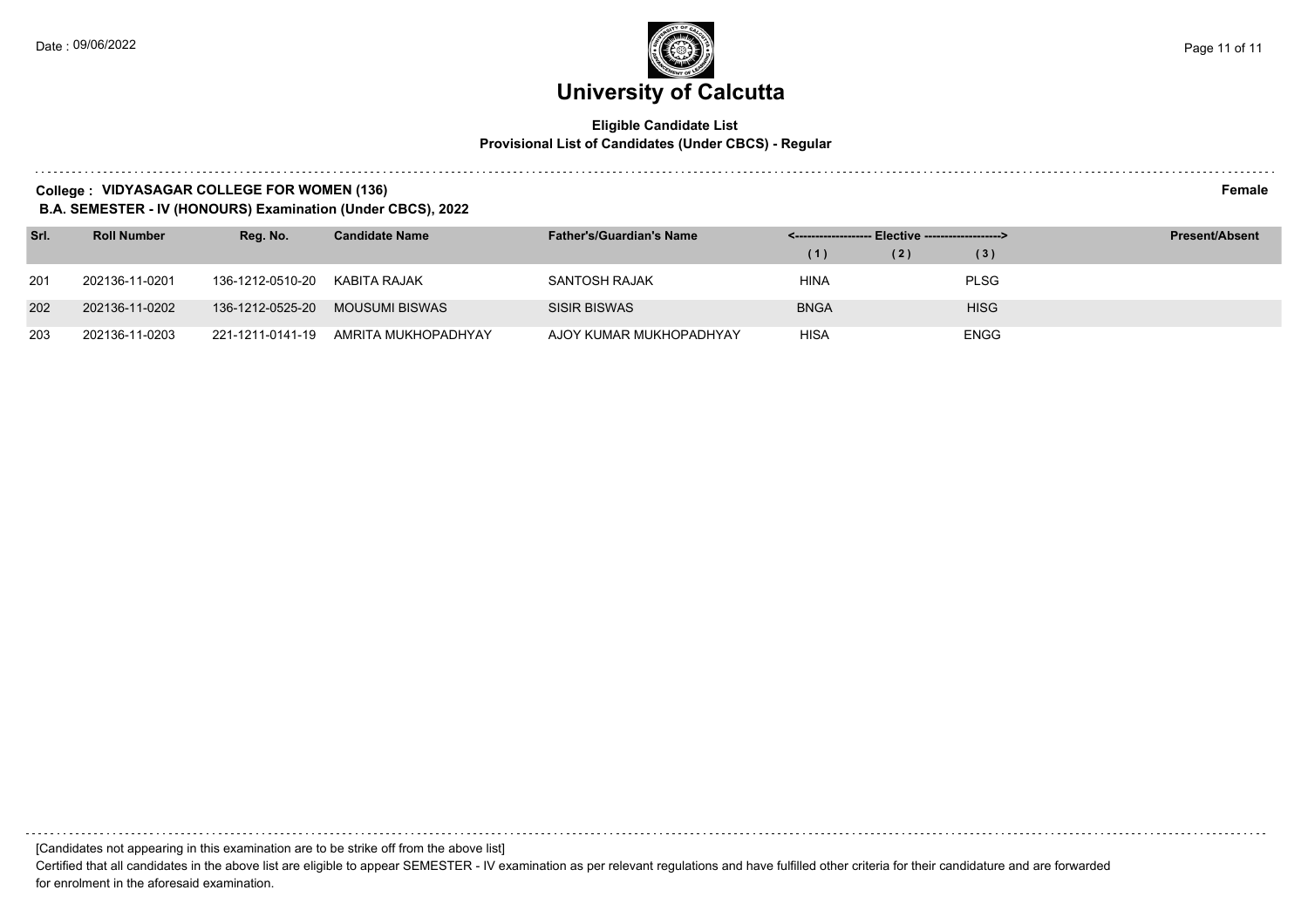# University of Calcutta

**Eligible Candidate List**
**Provisional List of Candidates (Under CBCS) - Regular**

**College : VIDYASAGAR COLLEGE FOR WOMEN (136)** **Female**

**B.A. SEMESTER - IV (HONOURS) Examination (Under CBCS), 2022**

| Srl. | Roll Number | Reg. No. | Candidate Name | Father's/Guardian's Name | Elective (1) | Elective (2) | Elective (3) | Present/Absent |
|---|---|---|---|---|---|---|---|---|
| 201 | 202136-11-0201 | 136-1212-0510-20 | KABITA RAJAK | SANTOSH RAJAK | HINA | | PLSG | |
| 202 | 202136-11-0202 | 136-1212-0525-20 | MOUSUMI BISWAS | SISIR BISWAS | BNGA | | HISG | |
| 203 | 202136-11-0203 | 221-1211-0141-19 | AMRITA MUKHOPADHYAY | AJOY KUMAR MUKHOPADHYAY | HISA | | ENGG | |

[Candidates not appearing in this examination are to be strike off from the above list]

Certified that all candidates in the above list are eligible to appear SEMESTER - IV examination as per relevant regulations and have fulfilled other criteria for their candidature and are forwarded for enrolment in the aforesaid examination.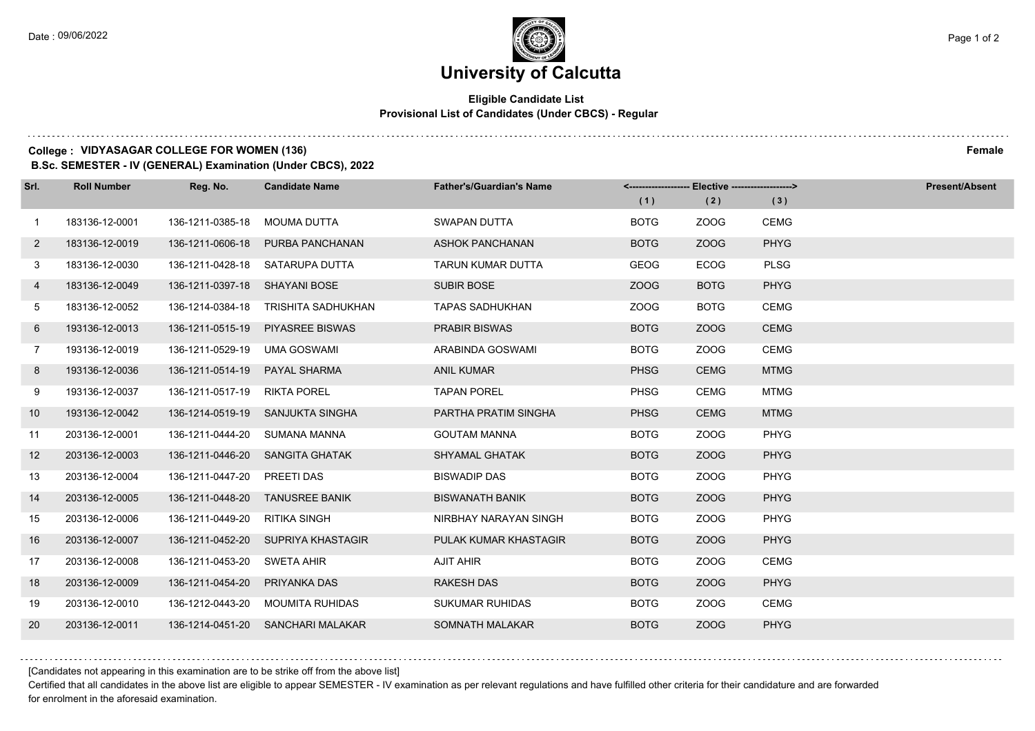# University of Calcutta

**Eligible Candidate List**
**Provisional List of Candidates (Under CBCS) - Regular**

**College : VIDYASAGAR COLLEGE FOR WOMEN (136)** **Female**

**B.Sc. SEMESTER - IV (GENERAL) Examination (Under CBCS), 2022**

| Srl. | Roll Number | Reg. No. | Candidate Name | Father's/Guardian's Name | <------------------ Elective ------------------> | | | Present/Absent |
|---|---|---|---|---|---|---|---|---|
| | | | | | (1) | (2) | (3) | |
| 1 | 183136-12-0001 | 136-1211-0385-18 | MOUMA DUTTA | SWAPAN DUTTA | BOTG | ZOOG | CEMG | |
| 2 | 183136-12-0019 | 136-1211-0606-18 | PURBA PANCHANAN | ASHOK PANCHANAN | BOTG | ZOOG | PHYG | |
| 3 | 183136-12-0030 | 136-1211-0428-18 | SATARUPA DUTTA | TARUN KUMAR DUTTA | GEOG | ECOG | PLSG | |
| 4 | 183136-12-0049 | 136-1211-0397-18 | SHAYANI BOSE | SUBIR BOSE | ZOOG | BOTG | PHYG | |
| 5 | 183136-12-0052 | 136-1214-0384-18 | TRISHITA SADHUKHAN | TAPAS SADHUKHAN | ZOOG | BOTG | CEMG | |
| 6 | 193136-12-0013 | 136-1211-0515-19 | PIYASREE BISWAS | PRABIR BISWAS | BOTG | ZOOG | CEMG | |
| 7 | 193136-12-0019 | 136-1211-0529-19 | UMA GOSWAMI | ARABINDA GOSWAMI | BOTG | ZOOG | CEMG | |
| 8 | 193136-12-0036 | 136-1211-0514-19 | PAYAL SHARMA | ANIL KUMAR | PHSG | CEMG | MTMG | |
| 9 | 193136-12-0037 | 136-1211-0517-19 | RIKTA POREL | TAPAN POREL | PHSG | CEMG | MTMG | |
| 10 | 193136-12-0042 | 136-1214-0519-19 | SANJUKTA SINGHA | PARTHA PRATIM SINGHA | PHSG | CEMG | MTMG | |
| 11 | 203136-12-0001 | 136-1211-0444-20 | SUMANA MANNA | GOUTAM MANNA | BOTG | ZOOG | PHYG | |
| 12 | 203136-12-0003 | 136-1211-0446-20 | SANGITA GHATAK | SHYAMAL GHATAK | BOTG | ZOOG | PHYG | |
| 13 | 203136-12-0004 | 136-1211-0447-20 | PREETI DAS | BISWADIP DAS | BOTG | ZOOG | PHYG | |
| 14 | 203136-12-0005 | 136-1211-0448-20 | TANUSREE BANIK | BISWANATH BANIK | BOTG | ZOOG | PHYG | |
| 15 | 203136-12-0006 | 136-1211-0449-20 | RITIKA SINGH | NIRBHAY NARAYAN SINGH | BOTG | ZOOG | PHYG | |
| 16 | 203136-12-0007 | 136-1211-0452-20 | SUPRIYA KHASTAGIR | PULAK KUMAR KHASTAGIR | BOTG | ZOOG | PHYG | |
| 17 | 203136-12-0008 | 136-1211-0453-20 | SWETA AHIR | AJIT AHIR | BOTG | ZOOG | CEMG | |
| 18 | 203136-12-0009 | 136-1211-0454-20 | PRIYANKA DAS | RAKESH DAS | BOTG | ZOOG | PHYG | |
| 19 | 203136-12-0010 | 136-1212-0443-20 | MOUMITA RUHIDAS | SUKUMAR RUHIDAS | BOTG | ZOOG | CEMG | |
| 20 | 203136-12-0011 | 136-1214-0451-20 | SANCHARI MALAKAR | SOMNATH MALAKAR | BOTG | ZOOG | PHYG | |

[Candidates not appearing in this examination are to be strike off from the above list]

Certified that all candidates in the above list are eligible to appear SEMESTER - IV examination as per relevant regulations and have fulfilled other criteria for their candidature and are forwarded for enrolment in the aforesaid examination.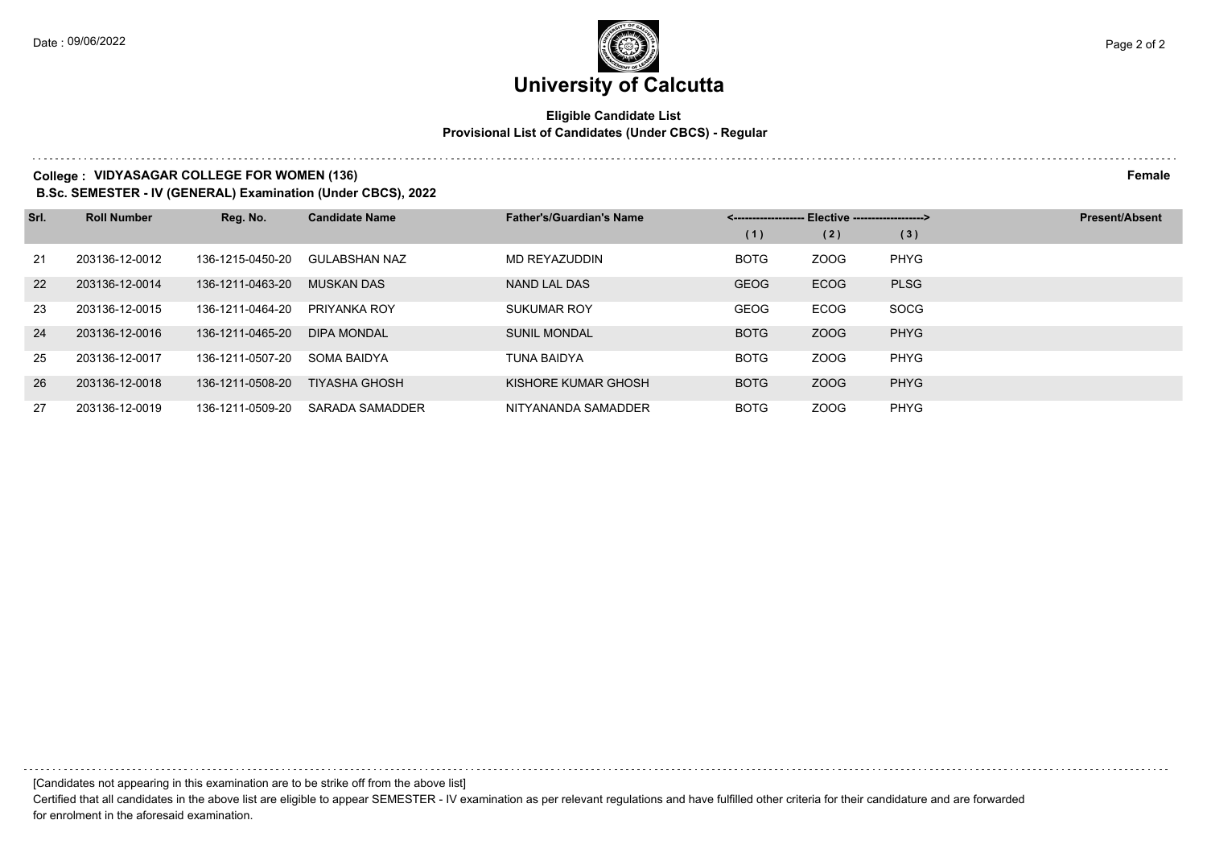# University of Calcutta

**Eligible Candidate List**
**Provisional List of Candidates (Under CBCS) - Regular**

**College : VIDYASAGAR COLLEGE FOR WOMEN (136)** **Female**

**B.Sc. SEMESTER - IV (GENERAL) Examination (Under CBCS), 2022**

| Srl. | Roll Number | Reg. No. | Candidate Name | Father's/Guardian's Name | Elective (1) | Elective (2) | Elective (3) | Present/Absent |
|---|---|---|---|---|---|---|---|---|
| 21 | 203136-12-0012 | 136-1215-0450-20 | GULABSHAN NAZ | MD REYAZUDDIN | BOTG | ZOOG | PHYG | |
| 22 | 203136-12-0014 | 136-1211-0463-20 | MUSKAN DAS | NAND LAL DAS | GEOG | ECOG | PLSG | |
| 23 | 203136-12-0015 | 136-1211-0464-20 | PRIYANKA ROY | SUKUMAR ROY | GEOG | ECOG | SOCG | |
| 24 | 203136-12-0016 | 136-1211-0465-20 | DIPA MONDAL | SUNIL MONDAL | BOTG | ZOOG | PHYG | |
| 25 | 203136-12-0017 | 136-1211-0507-20 | SOMA BAIDYA | TUNA BAIDYA | BOTG | ZOOG | PHYG | |
| 26 | 203136-12-0018 | 136-1211-0508-20 | TIYASHA GHOSH | KISHORE KUMAR GHOSH | BOTG | ZOOG | PHYG | |
| 27 | 203136-12-0019 | 136-1211-0509-20 | SARADA SAMADDER | NITYANANDA SAMADDER | BOTG | ZOOG | PHYG | |

[Candidates not appearing in this examination are to be strike off from the above list]

Certified that all candidates in the above list are eligible to appear SEMESTER - IV examination as per relevant regulations and have fulfilled other criteria for their candidature and are forwarded for enrolment in the aforesaid examination.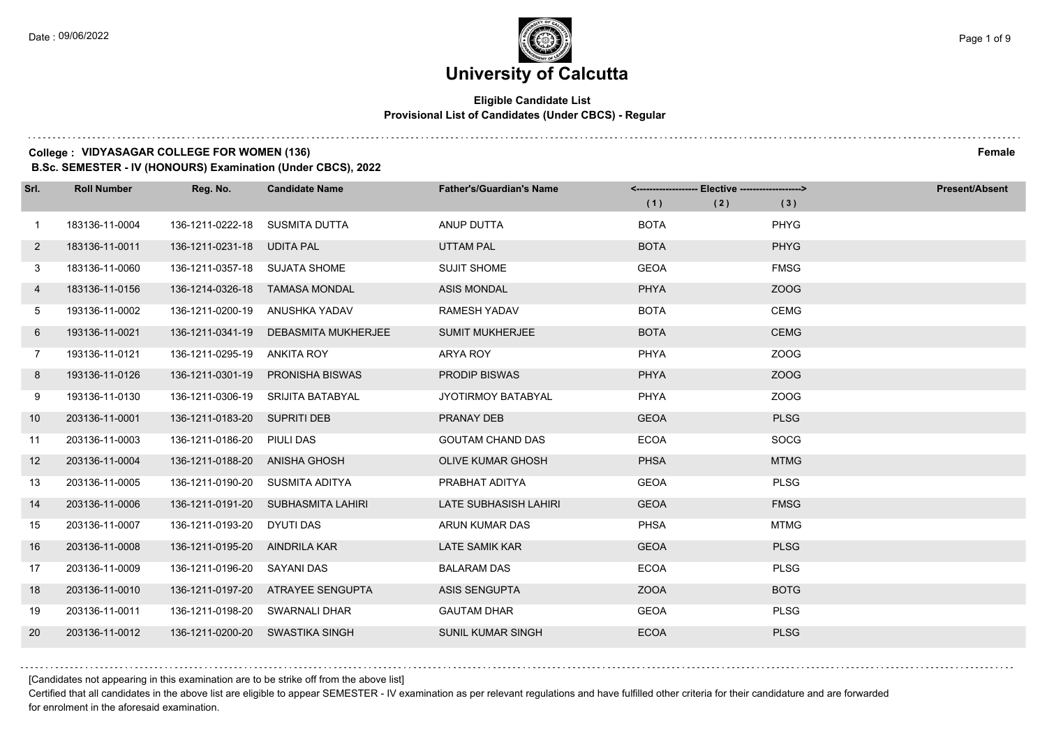# University of Calcutta

**Eligible Candidate List**
**Provisional List of Candidates (Under CBCS) - Regular**

**College : VIDYASAGAR COLLEGE FOR WOMEN (136)** **Female**
**B.Sc. SEMESTER - IV (HONOURS) Examination (Under CBCS), 2022**

| Srl. | Roll Number | Reg. No. | Candidate Name | Father's/Guardian's Name | Elective (1) | Elective (2) | Elective (3) | Present/Absent |
|---|---|---|---|---|---|---|---|---|
| 1 | 183136-11-0004 | 136-1211-0222-18 | SUSMITA DUTTA | ANUP DUTTA | BOTA | | PHYG | |
| 2 | 183136-11-0011 | 136-1211-0231-18 | UDITA PAL | UTTAM PAL | BOTA | | PHYG | |
| 3 | 183136-11-0060 | 136-1211-0357-18 | SUJATA SHOME | SUJIT SHOME | GEOA | | FMSG | |
| 4 | 183136-11-0156 | 136-1214-0326-18 | TAMASA MONDAL | ASIS MONDAL | PHYA | | ZOOG | |
| 5 | 193136-11-0002 | 136-1211-0200-19 | ANUSHKA YADAV | RAMESH YADAV | BOTA | | CEMG | |
| 6 | 193136-11-0021 | 136-1211-0341-19 | DEBASMITA MUKHERJEE | SUMIT MUKHERJEE | BOTA | | CEMG | |
| 7 | 193136-11-0121 | 136-1211-0295-19 | ANKITA ROY | ARYA ROY | PHYA | | ZOOG | |
| 8 | 193136-11-0126 | 136-1211-0301-19 | PRONISHA BISWAS | PRODIP BISWAS | PHYA | | ZOOG | |
| 9 | 193136-11-0130 | 136-1211-0306-19 | SRIJITA BATABYAL | JYOTIRMOY BATABYAL | PHYA | | ZOOG | |
| 10 | 203136-11-0001 | 136-1211-0183-20 | SUPRITI DEB | PRANAY DEB | GEOA | | PLSG | |
| 11 | 203136-11-0003 | 136-1211-0186-20 | PIULI DAS | GOUTAM CHAND DAS | ECOA | | SOCG | |
| 12 | 203136-11-0004 | 136-1211-0188-20 | ANISHA GHOSH | OLIVE KUMAR GHOSH | PHSA | | MTMG | |
| 13 | 203136-11-0005 | 136-1211-0190-20 | SUSMITA ADITYA | PRABHAT ADITYA | GEOA | | PLSG | |
| 14 | 203136-11-0006 | 136-1211-0191-20 | SUBHASMITA LAHIRI | LATE SUBHASISH LAHIRI | GEOA | | FMSG | |
| 15 | 203136-11-0007 | 136-1211-0193-20 | DYUTI DAS | ARUN KUMAR DAS | PHSA | | MTMG | |
| 16 | 203136-11-0008 | 136-1211-0195-20 | AINDRILA KAR | LATE SAMIK KAR | GEOA | | PLSG | |
| 17 | 203136-11-0009 | 136-1211-0196-20 | SAYANI DAS | BALARAM DAS | ECOA | | PLSG | |
| 18 | 203136-11-0010 | 136-1211-0197-20 | ATRAYEE SENGUPTA | ASIS SENGUPTA | ZOOA | | BOTG | |
| 19 | 203136-11-0011 | 136-1211-0198-20 | SWARNALI DHAR | GAUTAM DHAR | GEOA | | PLSG | |
| 20 | 203136-11-0012 | 136-1211-0200-20 | SWASTIKA SINGH | SUNIL KUMAR SINGH | ECOA | | PLSG | |

[Candidates not appearing in this examination are to be strike off from the above list]

Certified that all candidates in the above list are eligible to appear SEMESTER - IV examination as per relevant regulations and have fulfilled other criteria for their candidature and are forwarded for enrolment in the aforesaid examination.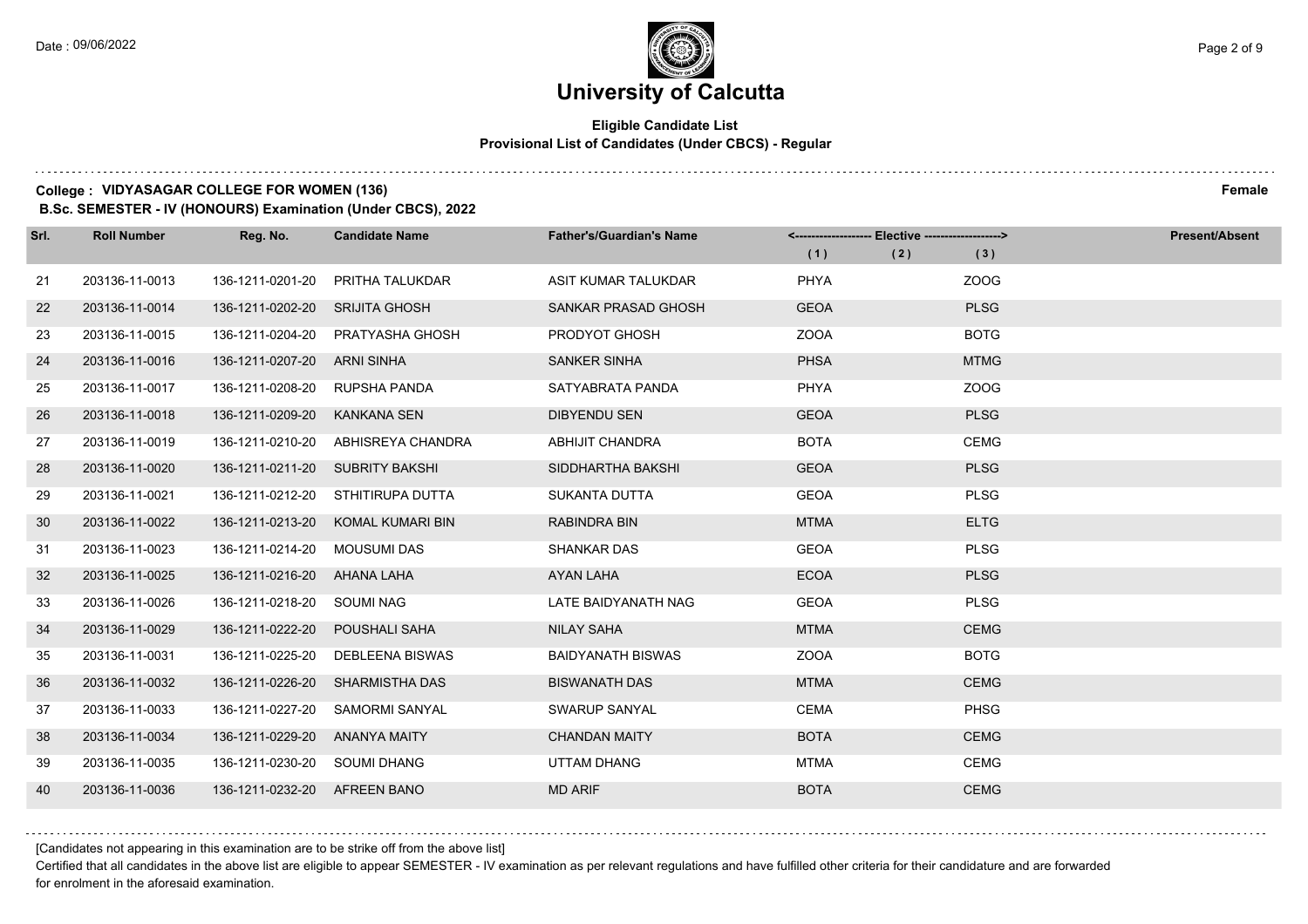# University of Calcutta

**Eligible Candidate List**
**Provisional List of Candidates (Under CBCS) - Regular**

**College : VIDYASAGAR COLLEGE FOR WOMEN (136)** **Female**

**B.Sc. SEMESTER - IV (HONOURS) Examination (Under CBCS), 2022**

| Srl. | Roll Number | Reg. No. | Candidate Name | Father's/Guardian's Name | Elective (1) | Elective (2) | Elective (3) | Present/Absent |
|---|---|---|---|---|---|---|---|---|
| 21 | 203136-11-0013 | 136-1211-0201-20 | PRITHA TALUKDAR | ASIT KUMAR TALUKDAR | PHYA | | ZOOG | |
| 22 | 203136-11-0014 | 136-1211-0202-20 | SRIJITA GHOSH | SANKAR PRASAD GHOSH | GEOA | | PLSG | |
| 23 | 203136-11-0015 | 136-1211-0204-20 | PRATYASHA GHOSH | PRODYOT GHOSH | ZOOA | | BOTG | |
| 24 | 203136-11-0016 | 136-1211-0207-20 | ARNI SINHA | SANKER SINHA | PHSA | | MTMG | |
| 25 | 203136-11-0017 | 136-1211-0208-20 | RUPSHA PANDA | SATYABRATA PANDA | PHYA | | ZOOG | |
| 26 | 203136-11-0018 | 136-1211-0209-20 | KANKANA SEN | DIBYENDU SEN | GEOA | | PLSG | |
| 27 | 203136-11-0019 | 136-1211-0210-20 | ABHISREYA CHANDRA | ABHIJIT CHANDRA | BOTA | | CEMG | |
| 28 | 203136-11-0020 | 136-1211-0211-20 | SUBRITY BAKSHI | SIDDHARTHA BAKSHI | GEOA | | PLSG | |
| 29 | 203136-11-0021 | 136-1211-0212-20 | STHITIRUPA DUTTA | SUKANTA DUTTA | GEOA | | PLSG | |
| 30 | 203136-11-0022 | 136-1211-0213-20 | KOMAL KUMARI BIN | RABINDRA BIN | MTMA | | ELTG | |
| 31 | 203136-11-0023 | 136-1211-0214-20 | MOUSUMI DAS | SHANKAR DAS | GEOA | | PLSG | |
| 32 | 203136-11-0025 | 136-1211-0216-20 | AHANA LAHA | AYAN LAHA | ECOA | | PLSG | |
| 33 | 203136-11-0026 | 136-1211-0218-20 | SOUMI NAG | LATE BAIDYANATH NAG | GEOA | | PLSG | |
| 34 | 203136-11-0029 | 136-1211-0222-20 | POUSHALI SAHA | NILAY SAHA | MTMA | | CEMG | |
| 35 | 203136-11-0031 | 136-1211-0225-20 | DEBLEENA BISWAS | BAIDYANATH BISWAS | ZOOA | | BOTG | |
| 36 | 203136-11-0032 | 136-1211-0226-20 | SHARMISTHA DAS | BISWANATH DAS | MTMA | | CEMG | |
| 37 | 203136-11-0033 | 136-1211-0227-20 | SAMORMI SANYAL | SWARUP SANYAL | CEMA | | PHSG | |
| 38 | 203136-11-0034 | 136-1211-0229-20 | ANANYA MAITY | CHANDAN MAITY | BOTA | | CEMG | |
| 39 | 203136-11-0035 | 136-1211-0230-20 | SOUMI DHANG | UTTAM DHANG | MTMA | | CEMG | |
| 40 | 203136-11-0036 | 136-1211-0232-20 | AFREEN BANO | MD ARIF | BOTA | | CEMG | |

[Candidates not appearing in this examination are to be strike off from the above list]

Certified that all candidates in the above list are eligible to appear SEMESTER - IV examination as per relevant regulations and have fulfilled other criteria for their candidature and are forwarded for enrolment in the aforesaid examination.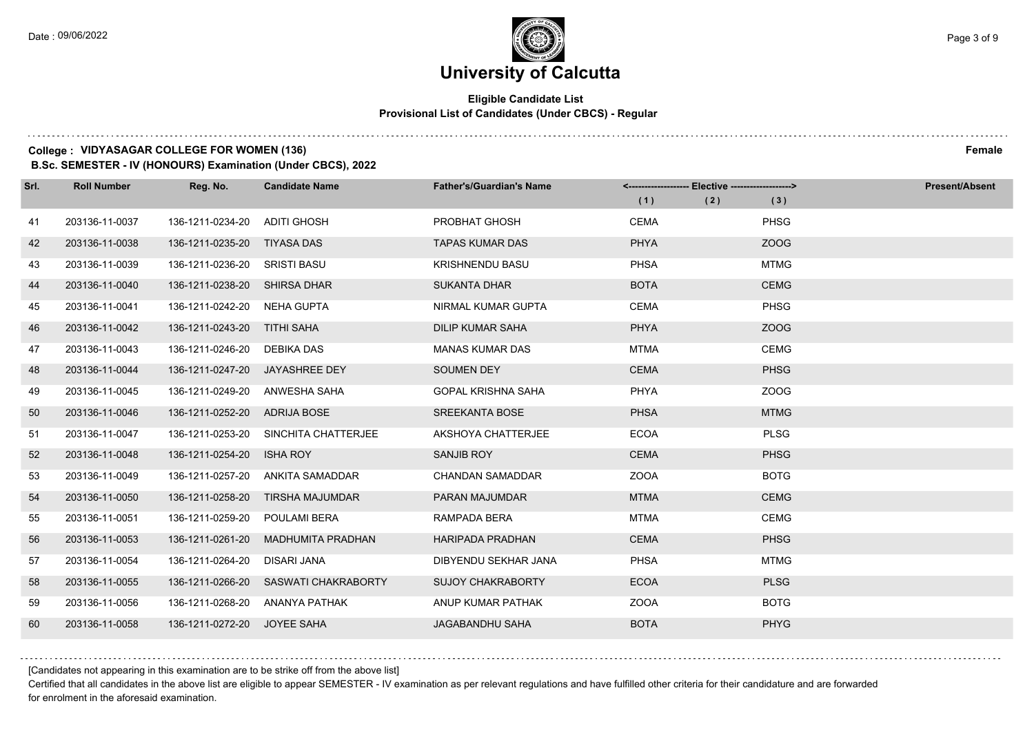# University of Calcutta

**Eligible Candidate List**
**Provisional List of Candidates (Under CBCS) - Regular**

**College : VIDYASAGAR COLLEGE FOR WOMEN (136)** **Female**
**B.Sc. SEMESTER - IV (HONOURS) Examination (Under CBCS), 2022**

| Srl. | Roll Number | Reg. No. | Candidate Name | Father's/Guardian's Name | Elective (1) | Elective (2) | Elective (3) | Present/Absent |
|---|---|---|---|---|---|---|---|---|
| 41 | 203136-11-0037 | 136-1211-0234-20 | ADITI GHOSH | PROBHAT GHOSH | CEMA | | PHSG | |
| 42 | 203136-11-0038 | 136-1211-0235-20 | TIYASA DAS | TAPAS KUMAR DAS | PHYA | | ZOOG | |
| 43 | 203136-11-0039 | 136-1211-0236-20 | SRISTI BASU | KRISHNENDU BASU | PHSA | | MTMG | |
| 44 | 203136-11-0040 | 136-1211-0238-20 | SHIRSA DHAR | SUKANTA DHAR | BOTA | | CEMG | |
| 45 | 203136-11-0041 | 136-1211-0242-20 | NEHA GUPTA | NIRMAL KUMAR GUPTA | CEMA | | PHSG | |
| 46 | 203136-11-0042 | 136-1211-0243-20 | TITHI SAHA | DILIP KUMAR SAHA | PHYA | | ZOOG | |
| 47 | 203136-11-0043 | 136-1211-0246-20 | DEBIKA DAS | MANAS KUMAR DAS | MTMA | | CEMG | |
| 48 | 203136-11-0044 | 136-1211-0247-20 | JAYASHREE DEY | SOUMEN DEY | CEMA | | PHSG | |
| 49 | 203136-11-0045 | 136-1211-0249-20 | ANWESHA SAHA | GOPAL KRISHNA SAHA | PHYA | | ZOOG | |
| 50 | 203136-11-0046 | 136-1211-0252-20 | ADRIJA BOSE | SREEKANTA BOSE | PHSA | | MTMG | |
| 51 | 203136-11-0047 | 136-1211-0253-20 | SINCHITA CHATTERJEE | AKSHOYA CHATTERJEE | ECOA | | PLSG | |
| 52 | 203136-11-0048 | 136-1211-0254-20 | ISHA ROY | SANJIB ROY | CEMA | | PHSG | |
| 53 | 203136-11-0049 | 136-1211-0257-20 | ANKITA SAMADDAR | CHANDAN SAMADDAR | ZOOA | | BOTG | |
| 54 | 203136-11-0050 | 136-1211-0258-20 | TIRSHA MAJUMDAR | PARAN MAJUMDAR | MTMA | | CEMG | |
| 55 | 203136-11-0051 | 136-1211-0259-20 | POULAMI BERA | RAMPADA BERA | MTMA | | CEMG | |
| 56 | 203136-11-0053 | 136-1211-0261-20 | MADHUMITA PRADHAN | HARIPADA PRADHAN | CEMA | | PHSG | |
| 57 | 203136-11-0054 | 136-1211-0264-20 | DISARI JANA | DIBYENDU SEKHAR JANA | PHSA | | MTMG | |
| 58 | 203136-11-0055 | 136-1211-0266-20 | SASWATI CHAKRABORTY | SUJOY CHAKRABORTY | ECOA | | PLSG | |
| 59 | 203136-11-0056 | 136-1211-0268-20 | ANANYA PATHAK | ANUP KUMAR PATHAK | ZOOA | | BOTG | |
| 60 | 203136-11-0058 | 136-1211-0272-20 | JOYEE SAHA | JAGABANDHU SAHA | BOTA | | PHYG | |

[Candidates not appearing in this examination are to be strike off from the above list]

Certified that all candidates in the above list are eligible to appear SEMESTER - IV examination as per relevant regulations and have fulfilled other criteria for their candidature and are forwarded for enrolment in the aforesaid examination.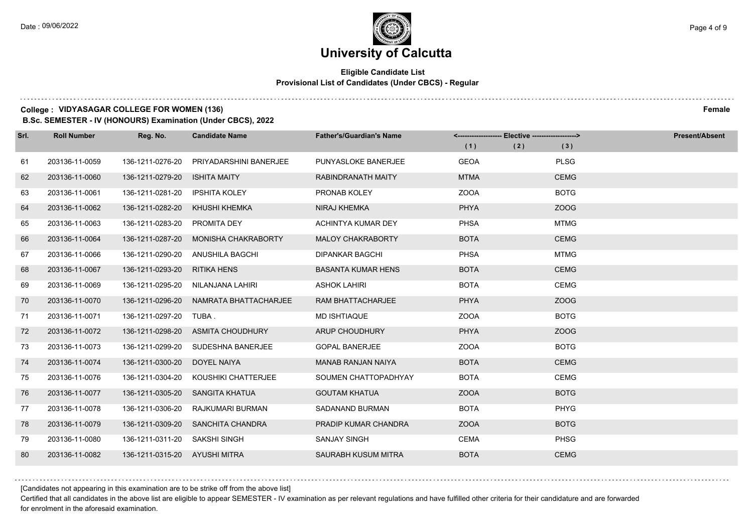# University of Calcutta

## Eligible Candidate List
### Provisional List of Candidates (Under CBCS) - Regular

**College : VIDYASAGAR COLLEGE FOR WOMEN (136)** **Female**

**B.Sc. SEMESTER - IV (HONOURS) Examination (Under CBCS), 2022**

| Srl. | Roll Number | Reg. No. | Candidate Name | Father's/Guardian's Name | Elective (1) | Elective (2) | Elective (3) | Present/Absent |
|---|---|---|---|---|---|---|---|---|
| 61 | 203136-11-0059 | 136-1211-0276-20 | PRIYADARSHINI BANERJEE | PUNYASLOKE BANERJEE | GEOA | | PLSG | |
| 62 | 203136-11-0060 | 136-1211-0279-20 | ISHITA MAITY | RABINDRANATH MAITY | MTMA | | CEMG | |
| 63 | 203136-11-0061 | 136-1211-0281-20 | IPSHITA KOLEY | PRONAB KOLEY | ZOOA | | BOTG | |
| 64 | 203136-11-0062 | 136-1211-0282-20 | KHUSHI KHEMKA | NIRAJ KHEMKA | PHYA | | ZOOG | |
| 65 | 203136-11-0063 | 136-1211-0283-20 | PROMITA DEY | ACHINTYA KUMAR DEY | PHSA | | MTMG | |
| 66 | 203136-11-0064 | 136-1211-0287-20 | MONISHA CHAKRABORTY | MALOY CHAKRABORTY | BOTA | | CEMG | |
| 67 | 203136-11-0066 | 136-1211-0290-20 | ANUSHILA BAGCHI | DIPANKAR BAGCHI | PHSA | | MTMG | |
| 68 | 203136-11-0067 | 136-1211-0293-20 | RITIKA HENS | BASANTA KUMAR HENS | BOTA | | CEMG | |
| 69 | 203136-11-0069 | 136-1211-0295-20 | NILANJANA LAHIRI | ASHOK LAHIRI | BOTA | | CEMG | |
| 70 | 203136-11-0070 | 136-1211-0296-20 | NAMRATA BHATTACHARJEE | RAM BHATTACHARJEE | PHYA | | ZOOG | |
| 71 | 203136-11-0071 | 136-1211-0297-20 | TUBA . | MD ISHTIAQUE | ZOOA | | BOTG | |
| 72 | 203136-11-0072 | 136-1211-0298-20 | ASMITA CHOUDHURY | ARUP CHOUDHURY | PHYA | | ZOOG | |
| 73 | 203136-11-0073 | 136-1211-0299-20 | SUDESHNA BANERJEE | GOPAL BANERJEE | ZOOA | | BOTG | |
| 74 | 203136-11-0074 | 136-1211-0300-20 | DOYEL NAIYA | MANAB RANJAN NAIYA | BOTA | | CEMG | |
| 75 | 203136-11-0076 | 136-1211-0304-20 | KOUSHIKI CHATTERJEE | SOUMEN CHATTOPADHYAY | BOTA | | CEMG | |
| 76 | 203136-11-0077 | 136-1211-0305-20 | SANGITA KHATUA | GOUTAM KHATUA | ZOOA | | BOTG | |
| 77 | 203136-11-0078 | 136-1211-0306-20 | RAJKUMARI BURMAN | SADANAND BURMAN | BOTA | | PHYG | |
| 78 | 203136-11-0079 | 136-1211-0309-20 | SANCHITA CHANDRA | PRADIP KUMAR CHANDRA | ZOOA | | BOTG | |
| 79 | 203136-11-0080 | 136-1211-0311-20 | SAKSHI SINGH | SANJAY SINGH | CEMA | | PHSG | |
| 80 | 203136-11-0082 | 136-1211-0315-20 | AYUSHI MITRA | SAURABH KUSUM MITRA | BOTA | | CEMG | |

[Candidates not appearing in this examination are to be strike off from the above list]

Certified that all candidates in the above list are eligible to appear SEMESTER - IV examination as per relevant regulations and have fulfilled other criteria for their candidature and are forwarded for enrolment in the aforesaid examination.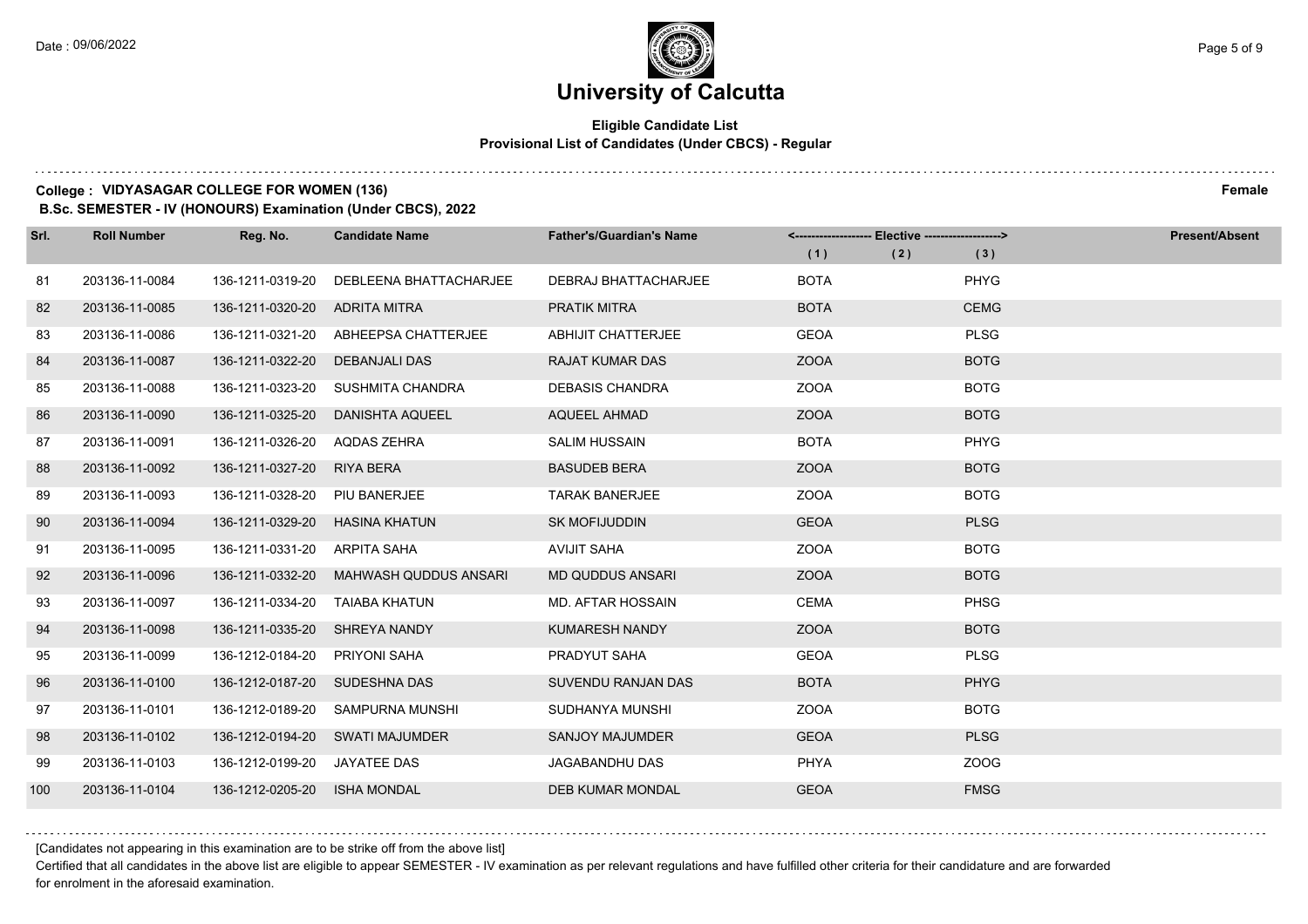# University of Calcutta

**Eligible Candidate List**
**Provisional List of Candidates (Under CBCS) - Regular**

**College : VIDYASAGAR COLLEGE FOR WOMEN (136)** **Female**

**B.Sc. SEMESTER - IV (HONOURS) Examination (Under CBCS), 2022**

| Srl. | Roll Number | Reg. No. | Candidate Name | Father's/Guardian's Name | Elective (1) | Elective (2) | Elective (3) | Present/Absent |
|---|---|---|---|---|---|---|---|---|
| 81 | 203136-11-0084 | 136-1211-0319-20 | DEBLEENA BHATTACHARJEE | DEBRAJ BHATTACHARJEE | BOTA | | PHYG | |
| 82 | 203136-11-0085 | 136-1211-0320-20 | ADRITA MITRA | PRATIK MITRA | BOTA | | CEMG | |
| 83 | 203136-11-0086 | 136-1211-0321-20 | ABHEEPSA CHATTERJEE | ABHIJIT CHATTERJEE | GEOA | | PLSG | |
| 84 | 203136-11-0087 | 136-1211-0322-20 | DEBANJALI DAS | RAJAT KUMAR DAS | ZOOA | | BOTG | |
| 85 | 203136-11-0088 | 136-1211-0323-20 | SUSHMITA CHANDRA | DEBASIS CHANDRA | ZOOA | | BOTG | |
| 86 | 203136-11-0090 | 136-1211-0325-20 | DANISHTA AQUEEL | AQUEEL AHMAD | ZOOA | | BOTG | |
| 87 | 203136-11-0091 | 136-1211-0326-20 | AQDAS ZEHRA | SALIM HUSSAIN | BOTA | | PHYG | |
| 88 | 203136-11-0092 | 136-1211-0327-20 | RIYA BERA | BASUDEB BERA | ZOOA | | BOTG | |
| 89 | 203136-11-0093 | 136-1211-0328-20 | PIU BANERJEE | TARAK BANERJEE | ZOOA | | BOTG | |
| 90 | 203136-11-0094 | 136-1211-0329-20 | HASINA KHATUN | SK MOFIJUDDIN | GEOA | | PLSG | |
| 91 | 203136-11-0095 | 136-1211-0331-20 | ARPITA SAHA | AVIJIT SAHA | ZOOA | | BOTG | |
| 92 | 203136-11-0096 | 136-1211-0332-20 | MAHWASH QUDDUS ANSARI | MD QUDDUS ANSARI | ZOOA | | BOTG | |
| 93 | 203136-11-0097 | 136-1211-0334-20 | TAIABA KHATUN | MD. AFTAR HOSSAIN | CEMA | | PHSG | |
| 94 | 203136-11-0098 | 136-1211-0335-20 | SHREYA NANDY | KUMARESH NANDY | ZOOA | | BOTG | |
| 95 | 203136-11-0099 | 136-1212-0184-20 | PRIYONI SAHA | PRADYUT SAHA | GEOA | | PLSG | |
| 96 | 203136-11-0100 | 136-1212-0187-20 | SUDESHNA DAS | SUVENDU RANJAN DAS | BOTA | | PHYG | |
| 97 | 203136-11-0101 | 136-1212-0189-20 | SAMPURNA MUNSHI | SUDHANYA MUNSHI | ZOOA | | BOTG | |
| 98 | 203136-11-0102 | 136-1212-0194-20 | SWATI MAJUMDER | SANJOY MAJUMDER | GEOA | | PLSG | |
| 99 | 203136-11-0103 | 136-1212-0199-20 | JAYATEE DAS | JAGABANDHU DAS | PHYA | | ZOOG | |
| 100 | 203136-11-0104 | 136-1212-0205-20 | ISHA MONDAL | DEB KUMAR MONDAL | GEOA | | FMSG | |

[Candidates not appearing in this examination are to be strike off from the above list]

Certified that all candidates in the above list are eligible to appear SEMESTER - IV examination as per relevant regulations and have fulfilled other criteria for their candidature and are forwarded for enrolment in the aforesaid examination.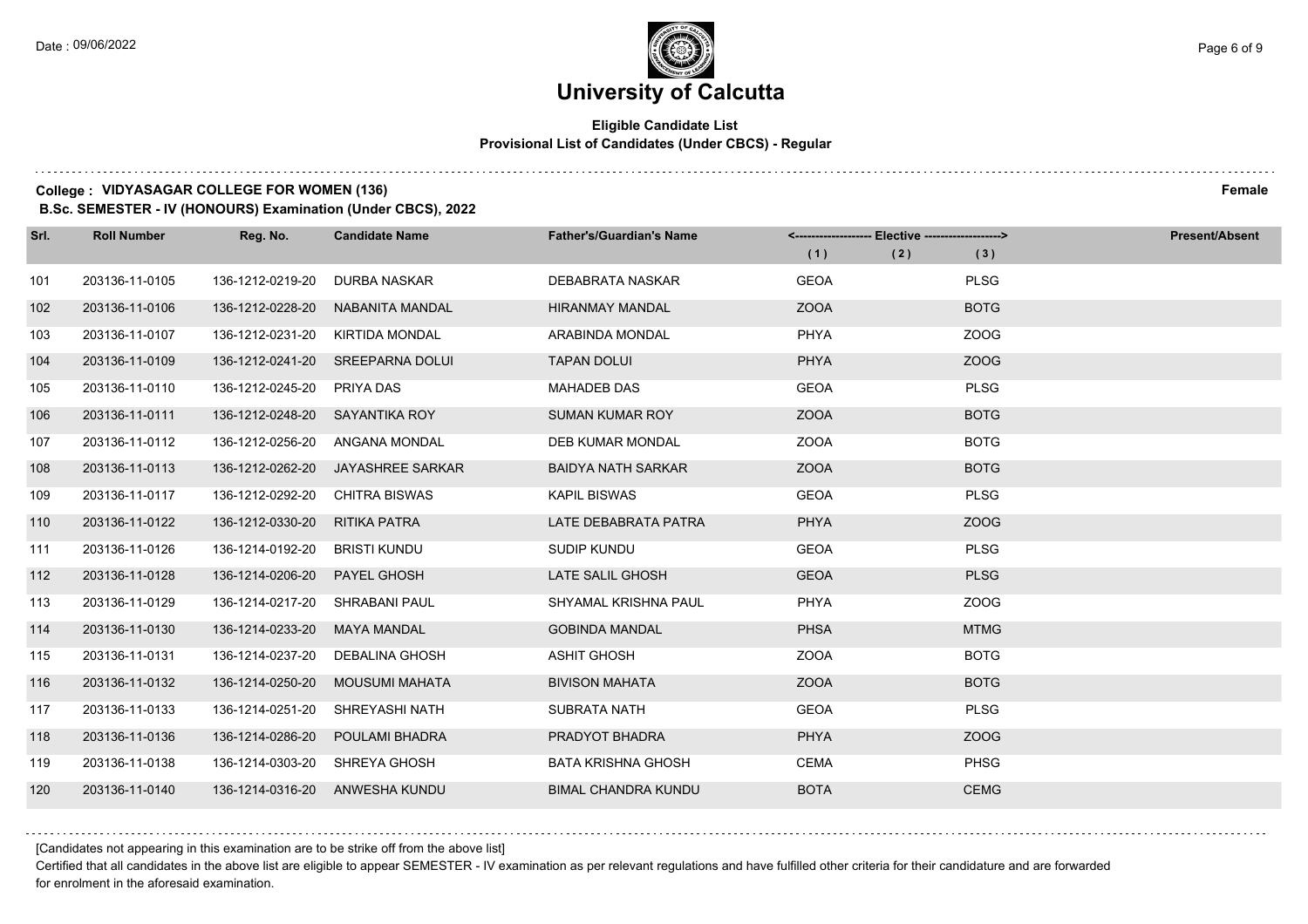# University of Calcutta

**Eligible Candidate List**
**Provisional List of Candidates (Under CBCS) - Regular**

**College : VIDYASAGAR COLLEGE FOR WOMEN (136)** — **Female**

**B.Sc. SEMESTER - IV (HONOURS) Examination (Under CBCS), 2022**

| Srl. | Roll Number | Reg. No. | Candidate Name | Father's/Guardian's Name | Elective (1) | Elective (2) | Elective (3) | Present/Absent |
|---|---|---|---|---|---|---|---|---|
| 101 | 203136-11-0105 | 136-1212-0219-20 | DURBA NASKAR | DEBABRATA NASKAR | GEOA | | PLSG | |
| 102 | 203136-11-0106 | 136-1212-0228-20 | NABANITA MANDAL | HIRANMAY MANDAL | ZOOA | | BOTG | |
| 103 | 203136-11-0107 | 136-1212-0231-20 | KIRTIDA MONDAL | ARABINDA MONDAL | PHYA | | ZOOG | |
| 104 | 203136-11-0109 | 136-1212-0241-20 | SREEPARNA DOLUI | TAPAN DOLUI | PHYA | | ZOOG | |
| 105 | 203136-11-0110 | 136-1212-0245-20 | PRIYA DAS | MAHADEB DAS | GEOA | | PLSG | |
| 106 | 203136-11-0111 | 136-1212-0248-20 | SAYANTIKA ROY | SUMAN KUMAR ROY | ZOOA | | BOTG | |
| 107 | 203136-11-0112 | 136-1212-0256-20 | ANGANA MONDAL | DEB KUMAR MONDAL | ZOOA | | BOTG | |
| 108 | 203136-11-0113 | 136-1212-0262-20 | JAYASHREE SARKAR | BAIDYA NATH SARKAR | ZOOA | | BOTG | |
| 109 | 203136-11-0117 | 136-1212-0292-20 | CHITRA BISWAS | KAPIL BISWAS | GEOA | | PLSG | |
| 110 | 203136-11-0122 | 136-1212-0330-20 | RITIKA PATRA | LATE DEBABRATA PATRA | PHYA | | ZOOG | |
| 111 | 203136-11-0126 | 136-1214-0192-20 | BRISTI KUNDU | SUDIP KUNDU | GEOA | | PLSG | |
| 112 | 203136-11-0128 | 136-1214-0206-20 | PAYEL GHOSH | LATE SALIL GHOSH | GEOA | | PLSG | |
| 113 | 203136-11-0129 | 136-1214-0217-20 | SHRABANI PAUL | SHYAMAL KRISHNA PAUL | PHYA | | ZOOG | |
| 114 | 203136-11-0130 | 136-1214-0233-20 | MAYA MANDAL | GOBINDA MANDAL | PHSA | | MTMG | |
| 115 | 203136-11-0131 | 136-1214-0237-20 | DEBALINA GHOSH | ASHIT GHOSH | ZOOA | | BOTG | |
| 116 | 203136-11-0132 | 136-1214-0250-20 | MOUSUMI MAHATA | BIVISON MAHATA | ZOOA | | BOTG | |
| 117 | 203136-11-0133 | 136-1214-0251-20 | SHREYASHI NATH | SUBRATA NATH | GEOA | | PLSG | |
| 118 | 203136-11-0136 | 136-1214-0286-20 | POULAMI BHADRA | PRADYOT BHADRA | PHYA | | ZOOG | |
| 119 | 203136-11-0138 | 136-1214-0303-20 | SHREYA GHOSH | BATA KRISHNA GHOSH | CEMA | | PHSG | |
| 120 | 203136-11-0140 | 136-1214-0316-20 | ANWESHA KUNDU | BIMAL CHANDRA KUNDU | BOTA | | CEMG | |

[Candidates not appearing in this examination are to be strike off from the above list]

Certified that all candidates in the above list are eligible to appear SEMESTER - IV examination as per relevant regulations and have fulfilled other criteria for their candidature and are forwarded for enrolment in the aforesaid examination.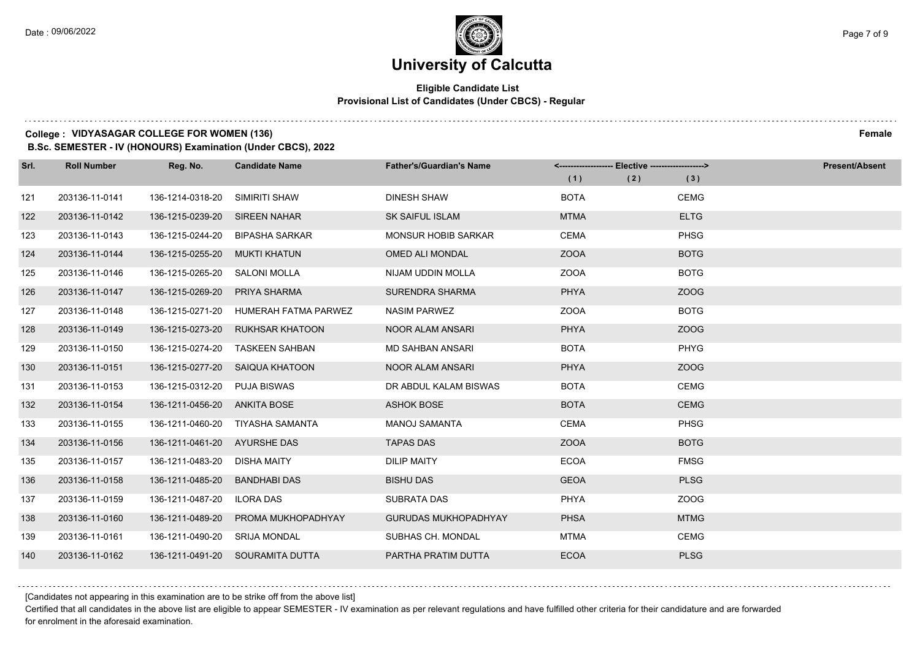# University of Calcutta

**Eligible Candidate List**
**Provisional List of Candidates (Under CBCS) - Regular**

**College : VIDYASAGAR COLLEGE FOR WOMEN (136)** **Female**

**B.Sc. SEMESTER - IV (HONOURS) Examination (Under CBCS), 2022**

| Srl. | Roll Number | Reg. No. | Candidate Name | Father's/Guardian's Name | Elective (1) | Elective (2) | Elective (3) | Present/Absent |
|---|---|---|---|---|---|---|---|---|
| 121 | 203136-11-0141 | 136-1214-0318-20 | SIMIRITI SHAW | DINESH SHAW | BOTA | | CEMG | |
| 122 | 203136-11-0142 | 136-1215-0239-20 | SIREEN NAHAR | SK SAIFUL ISLAM | MTMA | | ELTG | |
| 123 | 203136-11-0143 | 136-1215-0244-20 | BIPASHA SARKAR | MONSUR HOBIB SARKAR | CEMA | | PHSG | |
| 124 | 203136-11-0144 | 136-1215-0255-20 | MUKTI KHATUN | OMED ALI MONDAL | ZOOA | | BOTG | |
| 125 | 203136-11-0146 | 136-1215-0265-20 | SALONI MOLLA | NIJAM UDDIN MOLLA | ZOOA | | BOTG | |
| 126 | 203136-11-0147 | 136-1215-0269-20 | PRIYA SHARMA | SURENDRA SHARMA | PHYA | | ZOOG | |
| 127 | 203136-11-0148 | 136-1215-0271-20 | HUMERAH FATMA PARWEZ | NASIM PARWEZ | ZOOA | | BOTG | |
| 128 | 203136-11-0149 | 136-1215-0273-20 | RUKHSAR KHATOON | NOOR ALAM ANSARI | PHYA | | ZOOG | |
| 129 | 203136-11-0150 | 136-1215-0274-20 | TASKEEN SAHBAN | MD SAHBAN ANSARI | BOTA | | PHYG | |
| 130 | 203136-11-0151 | 136-1215-0277-20 | SAIQUA KHATOON | NOOR ALAM ANSARI | PHYA | | ZOOG | |
| 131 | 203136-11-0153 | 136-1215-0312-20 | PUJA BISWAS | DR ABDUL KALAM BISWAS | BOTA | | CEMG | |
| 132 | 203136-11-0154 | 136-1211-0456-20 | ANKITA BOSE | ASHOK BOSE | BOTA | | CEMG | |
| 133 | 203136-11-0155 | 136-1211-0460-20 | TIYASHA SAMANTA | MANOJ SAMANTA | CEMA | | PHSG | |
| 134 | 203136-11-0156 | 136-1211-0461-20 | AYURSHE DAS | TAPAS DAS | ZOOA | | BOTG | |
| 135 | 203136-11-0157 | 136-1211-0483-20 | DISHA MAITY | DILIP MAITY | ECOA | | FMSG | |
| 136 | 203136-11-0158 | 136-1211-0485-20 | BANDHABI DAS | BISHU DAS | GEOA | | PLSG | |
| 137 | 203136-11-0159 | 136-1211-0487-20 | ILORA DAS | SUBRATA DAS | PHYA | | ZOOG | |
| 138 | 203136-11-0160 | 136-1211-0489-20 | PROMA MUKHOPADHYAY | GURUDAS MUKHOPADHYAY | PHSA | | MTMG | |
| 139 | 203136-11-0161 | 136-1211-0490-20 | SRIJA MONDAL | SUBHAS CH. MONDAL | MTMA | | CEMG | |
| 140 | 203136-11-0162 | 136-1211-0491-20 | SOURAMITA DUTTA | PARTHA PRATIM DUTTA | ECOA | | PLSG | |

[Candidates not appearing in this examination are to be strike off from the above list]

Certified that all candidates in the above list are eligible to appear SEMESTER - IV examination as per relevant regulations and have fulfilled other criteria for their candidature and are forwarded for enrolment in the aforesaid examination.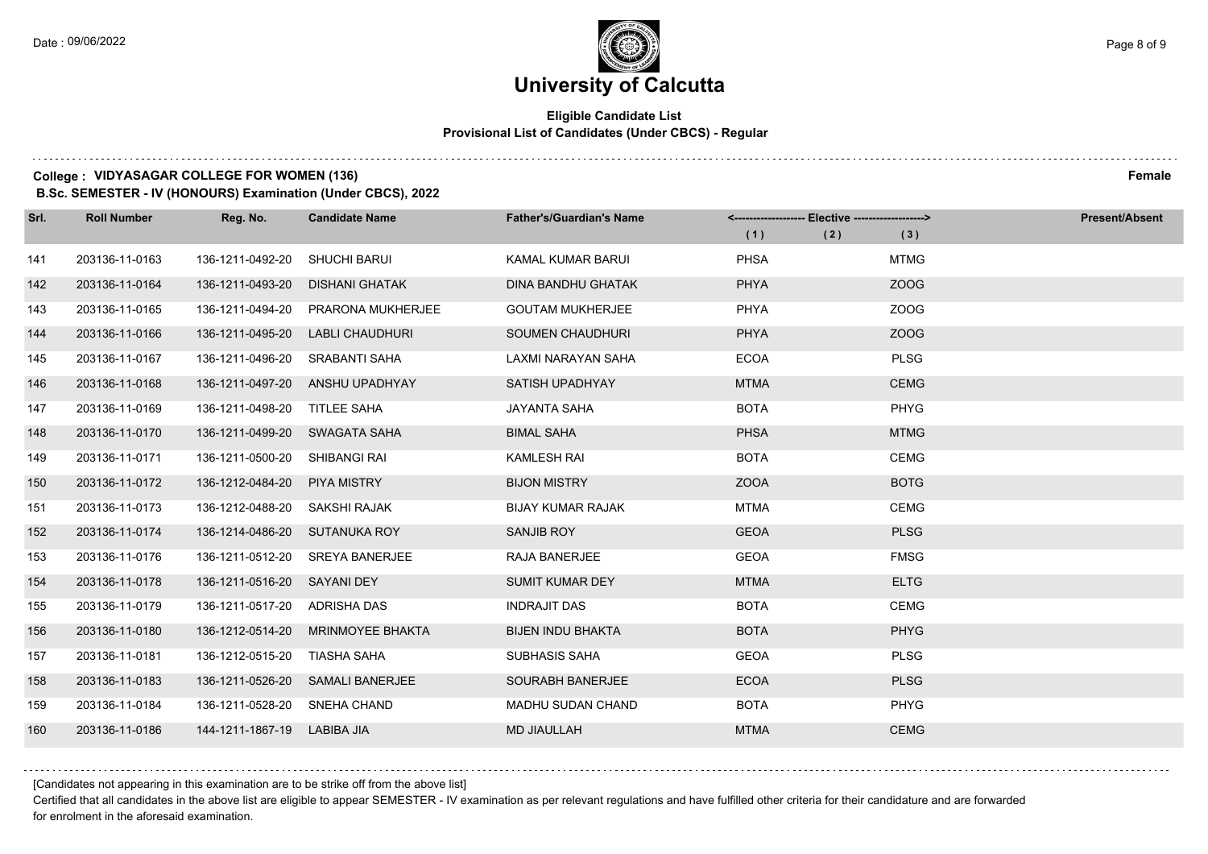# University of Calcutta

**Eligible Candidate List**
**Provisional List of Candidates (Under CBCS) - Regular**

**College : VIDYASAGAR COLLEGE FOR WOMEN (136)** **Female**
**B.Sc. SEMESTER - IV (HONOURS) Examination (Under CBCS), 2022**

| Srl. | Roll Number | Reg. No. | Candidate Name | Father's/Guardian's Name | Elective (1) | Elective (2) | Elective (3) | Present/Absent |
|---|---|---|---|---|---|---|---|---|
| 141 | 203136-11-0163 | 136-1211-0492-20 | SHUCHI BARUI | KAMAL KUMAR BARUI | PHSA | | MTMG | |
| 142 | 203136-11-0164 | 136-1211-0493-20 | DISHANI GHATAK | DINA BANDHU GHATAK | PHYA | | ZOOG | |
| 143 | 203136-11-0165 | 136-1211-0494-20 | PRARONA MUKHERJEE | GOUTAM MUKHERJEE | PHYA | | ZOOG | |
| 144 | 203136-11-0166 | 136-1211-0495-20 | LABLI CHAUDHURI | SOUMEN CHAUDHURI | PHYA | | ZOOG | |
| 145 | 203136-11-0167 | 136-1211-0496-20 | SRABANTI SAHA | LAXMI NARAYAN SAHA | ECOA | | PLSG | |
| 146 | 203136-11-0168 | 136-1211-0497-20 | ANSHU UPADHYAY | SATISH UPADHYAY | MTMA | | CEMG | |
| 147 | 203136-11-0169 | 136-1211-0498-20 | TITLEE SAHA | JAYANTA SAHA | BOTA | | PHYG | |
| 148 | 203136-11-0170 | 136-1211-0499-20 | SWAGATA SAHA | BIMAL SAHA | PHSA | | MTMG | |
| 149 | 203136-11-0171 | 136-1211-0500-20 | SHIBANGI RAI | KAMLESH RAI | BOTA | | CEMG | |
| 150 | 203136-11-0172 | 136-1212-0484-20 | PIYA MISTRY | BIJON MISTRY | ZOOA | | BOTG | |
| 151 | 203136-11-0173 | 136-1212-0488-20 | SAKSHI RAJAK | BIJAY KUMAR RAJAK | MTMA | | CEMG | |
| 152 | 203136-11-0174 | 136-1214-0486-20 | SUTANUKA ROY | SANJIB ROY | GEOA | | PLSG | |
| 153 | 203136-11-0176 | 136-1211-0512-20 | SREYA BANERJEE | RAJA BANERJEE | GEOA | | FMSG | |
| 154 | 203136-11-0178 | 136-1211-0516-20 | SAYANI DEY | SUMIT KUMAR DEY | MTMA | | ELTG | |
| 155 | 203136-11-0179 | 136-1211-0517-20 | ADRISHA DAS | INDRAJIT DAS | BOTA | | CEMG | |
| 156 | 203136-11-0180 | 136-1212-0514-20 | MRINMOYEE BHAKTA | BIJEN INDU BHAKTA | BOTA | | PHYG | |
| 157 | 203136-11-0181 | 136-1212-0515-20 | TIASHA SAHA | SUBHASIS SAHA | GEOA | | PLSG | |
| 158 | 203136-11-0183 | 136-1211-0526-20 | SAMALI BANERJEE | SOURABH BANERJEE | ECOA | | PLSG | |
| 159 | 203136-11-0184 | 136-1211-0528-20 | SNEHA CHAND | MADHU SUDAN CHAND | BOTA | | PHYG | |
| 160 | 203136-11-0186 | 144-1211-1867-19 | LABIBA JIA | MD JIAULLAH | MTMA | | CEMG | |

[Candidates not appearing in this examination are to be strike off from the above list]

Certified that all candidates in the above list are eligible to appear SEMESTER - IV examination as per relevant regulations and have fulfilled other criteria for their candidature and are forwarded for enrolment in the aforesaid examination.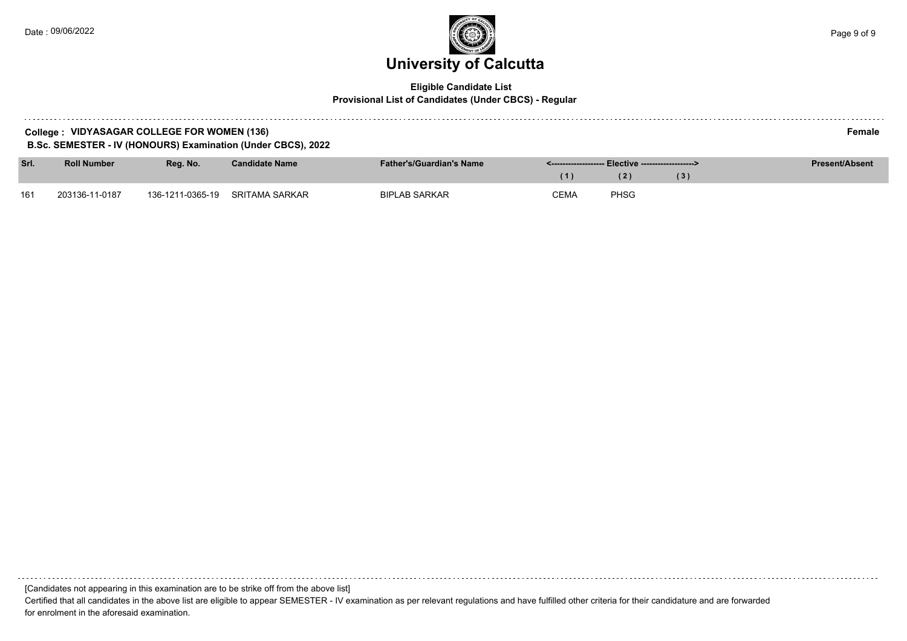# University of Calcutta

**Eligible Candidate List**
**Provisional List of Candidates (Under CBCS) - Regular**

**College : VIDYASAGAR COLLEGE FOR WOMEN (136)** **Female**

**B.Sc. SEMESTER - IV (HONOURS) Examination (Under CBCS), 2022**

| Srl. | Roll Number | Reg. No. | Candidate Name | Father's/Guardian's Name | <------------------- Elective -------------------> | | | Present/Absent |
|---|---|---|---|---|---|---|---|---|
| | | | | | (1) | (2) | (3) | |
| 161 | 203136-11-0187 | 136-1211-0365-19 | SRITAMA SARKAR | BIPLAB SARKAR | CEMA | PHSG | | |

[Candidates not appearing in this examination are to be strike off from the above list]

Certified that all candidates in the above list are eligible to appear SEMESTER - IV examination as per relevant regulations and have fulfilled other criteria for their candidature and are forwarded for enrolment in the aforesaid examination.